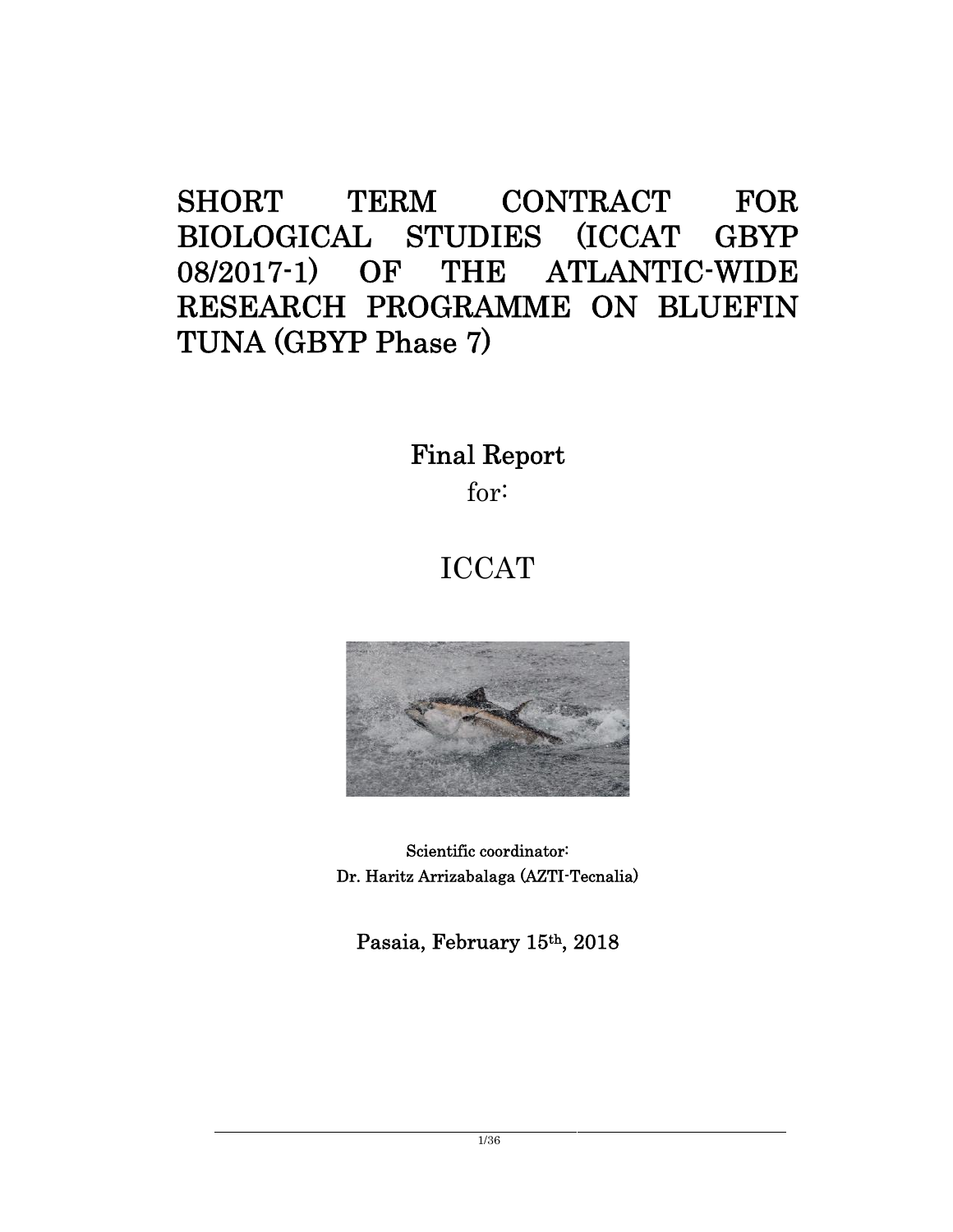# SHORT TERM CONTRACT FOR BIOLOGICAL STUDIES (ICCAT GBYP 08/2017-1) OF THE ATLANTIC-WIDE RESEARCH PROGRAMME ON BLUEFIN TUNA (GBYP Phase 7)

## Final Report

for:

## ICCAT

Scientific coordinator:
Dr. Haritz Arrizabalaga (AZTI-Tecnalia)

Pasaia, February 15th, 2018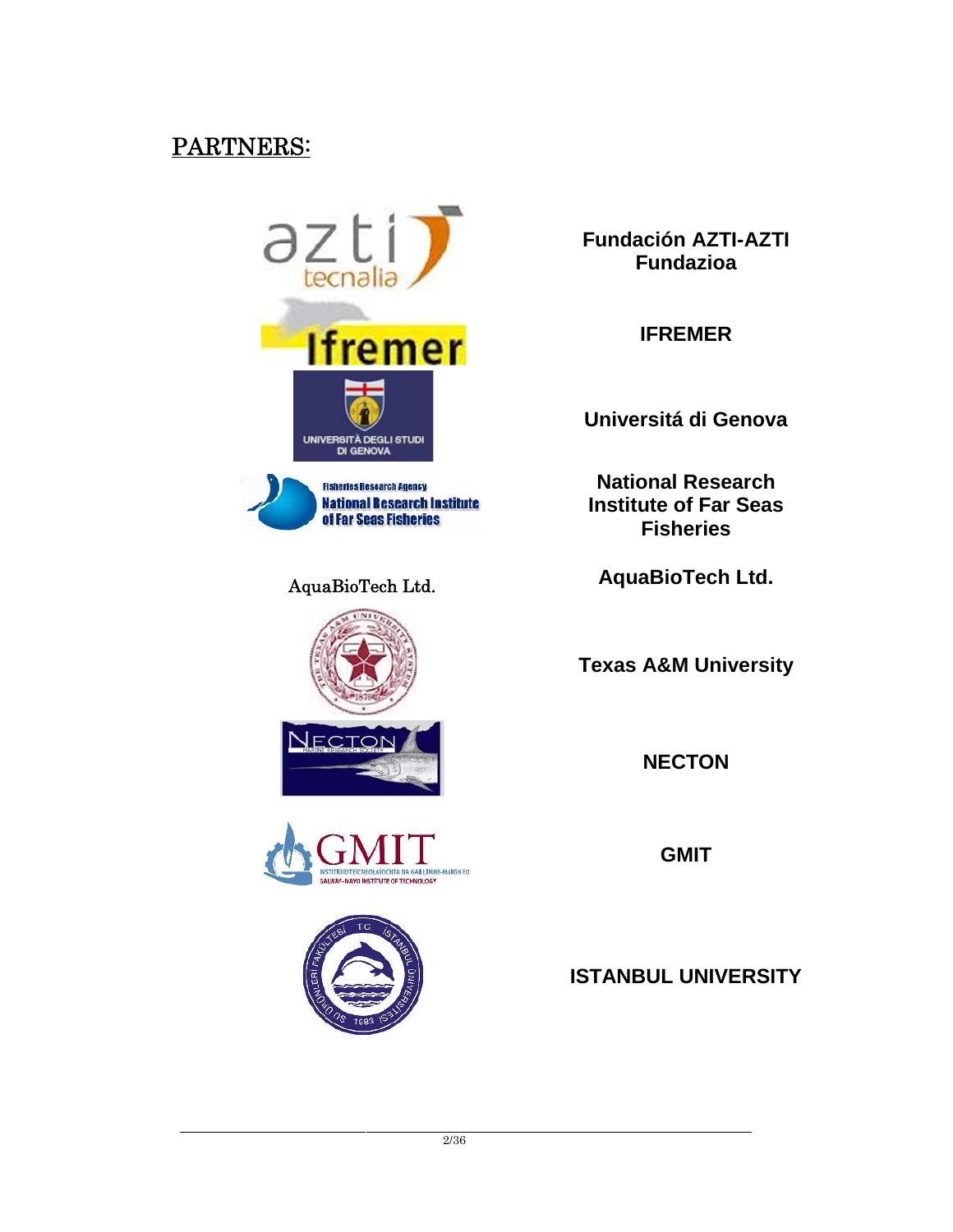## PARTNERS:

AquaBioTech Ltd.

**Fundación AZTI-AZTI Fundazioa**

**IFREMER**

**Universitá di Genova**

**National Research Institute of Far Seas Fisheries**

**AquaBioTech Ltd.**

**Texas A&M University**

**NECTON**

**GMIT**

**ISTANBUL UNIVERSITY**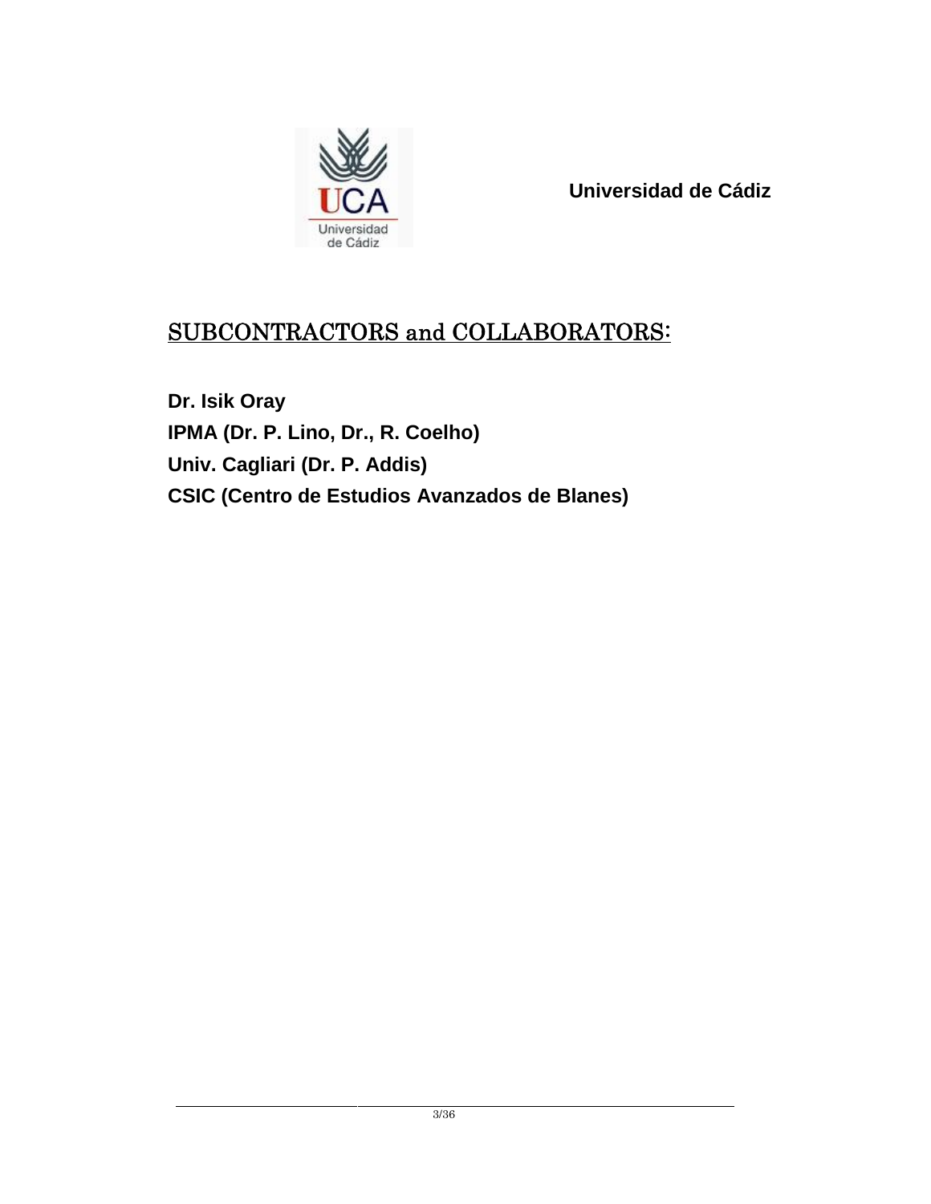**Universidad de Cádiz**

## SUBCONTRACTORS and COLLABORATORS:

**Dr. Isik Oray**
**IPMA (Dr. P. Lino, Dr., R. Coelho)**
**Univ. Cagliari (Dr. P. Addis)**
**CSIC (Centro de Estudios Avanzados de Blanes)**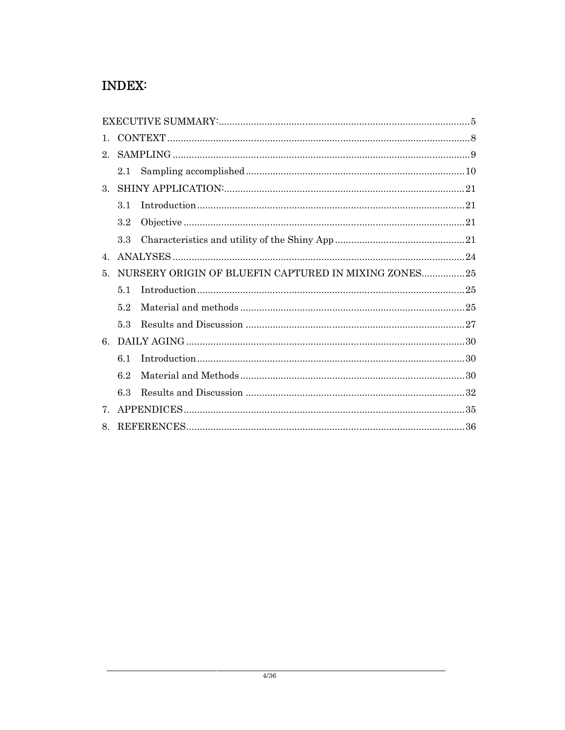# INDEX:

EXECUTIVE SUMMARY: 5

1. CONTEXT 8
2. SAMPLING 9
   - 2.1 Sampling accomplished 10
3. SHINY APPLICATION: 21
   - 3.1 Introduction 21
   - 3.2 Objective 21
   - 3.3 Characteristics and utility of the Shiny App 21
4. ANALYSES 24
5. NURSERY ORIGIN OF BLUEFIN CAPTURED IN MIXING ZONES 25
   - 5.1 Introduction 25
   - 5.2 Material and methods 25
   - 5.3 Results and Discussion 27
6. DAILY AGING 30
   - 6.1 Introduction 30
   - 6.2 Material and Methods 30
   - 6.3 Results and Discussion 32
7. APPENDICES 35
8. REFERENCES 36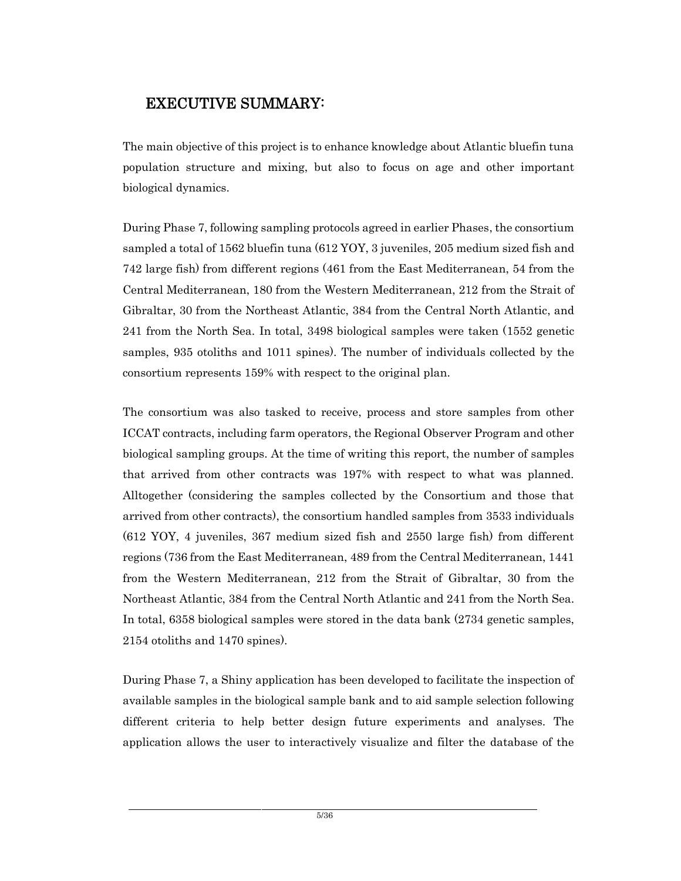# EXECUTIVE SUMMARY:

The main objective of this project is to enhance knowledge about Atlantic bluefin tuna population structure and mixing, but also to focus on age and other important biological dynamics.

During Phase 7, following sampling protocols agreed in earlier Phases, the consortium sampled a total of 1562 bluefin tuna (612 YOY, 3 juveniles, 205 medium sized fish and 742 large fish) from different regions (461 from the East Mediterranean, 54 from the Central Mediterranean, 180 from the Western Mediterranean, 212 from the Strait of Gibraltar, 30 from the Northeast Atlantic, 384 from the Central North Atlantic, and 241 from the North Sea. In total, 3498 biological samples were taken (1552 genetic samples, 935 otoliths and 1011 spines). The number of individuals collected by the consortium represents 159% with respect to the original plan.

The consortium was also tasked to receive, process and store samples from other ICCAT contracts, including farm operators, the Regional Observer Program and other biological sampling groups. At the time of writing this report, the number of samples that arrived from other contracts was 197% with respect to what was planned. Alltogether (considering the samples collected by the Consortium and those that arrived from other contracts), the consortium handled samples from 3533 individuals (612 YOY, 4 juveniles, 367 medium sized fish and 2550 large fish) from different regions (736 from the East Mediterranean, 489 from the Central Mediterranean, 1441 from the Western Mediterranean, 212 from the Strait of Gibraltar, 30 from the Northeast Atlantic, 384 from the Central North Atlantic and 241 from the North Sea. In total, 6358 biological samples were stored in the data bank (2734 genetic samples, 2154 otoliths and 1470 spines).

During Phase 7, a Shiny application has been developed to facilitate the inspection of available samples in the biological sample bank and to aid sample selection following different criteria to help better design future experiments and analyses. The application allows the user to interactively visualize and filter the database of the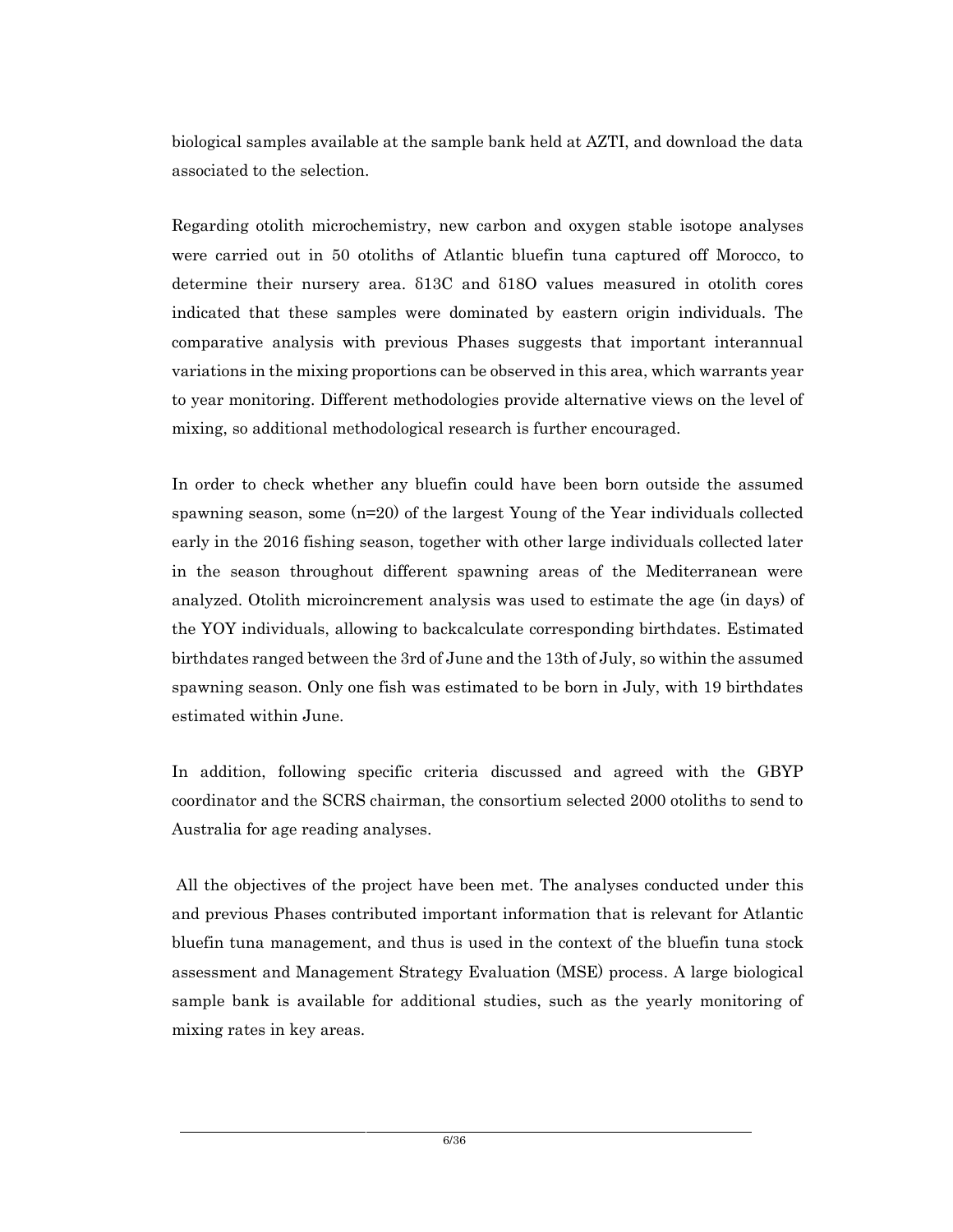biological samples available at the sample bank held at AZTI, and download the data associated to the selection.

Regarding otolith microchemistry, new carbon and oxygen stable isotope analyses were carried out in 50 otoliths of Atlantic bluefin tuna captured off Morocco, to determine their nursery area. $\delta 13C$ and $\delta 18O$ values measured in otolith cores indicated that these samples were dominated by eastern origin individuals. The comparative analysis with previous Phases suggests that important interannual variations in the mixing proportions can be observed in this area, which warrants year to year monitoring. Different methodologies provide alternative views on the level of mixing, so additional methodological research is further encouraged.

In order to check whether any bluefin could have been born outside the assumed spawning season, some (n=20) of the largest Young of the Year individuals collected early in the 2016 fishing season, together with other large individuals collected later in the season throughout different spawning areas of the Mediterranean were analyzed. Otolith microincrement analysis was used to estimate the age (in days) of the YOY individuals, allowing to backcalculate corresponding birthdates. Estimated birthdates ranged between the 3rd of June and the 13th of July, so within the assumed spawning season. Only one fish was estimated to be born in July, with 19 birthdates estimated within June.

In addition, following specific criteria discussed and agreed with the GBYP coordinator and the SCRS chairman, the consortium selected 2000 otoliths to send to Australia for age reading analyses.

All the objectives of the project have been met. The analyses conducted under this and previous Phases contributed important information that is relevant for Atlantic bluefin tuna management, and thus is used in the context of the bluefin tuna stock assessment and Management Strategy Evaluation (MSE) process. A large biological sample bank is available for additional studies, such as the yearly monitoring of mixing rates in key areas.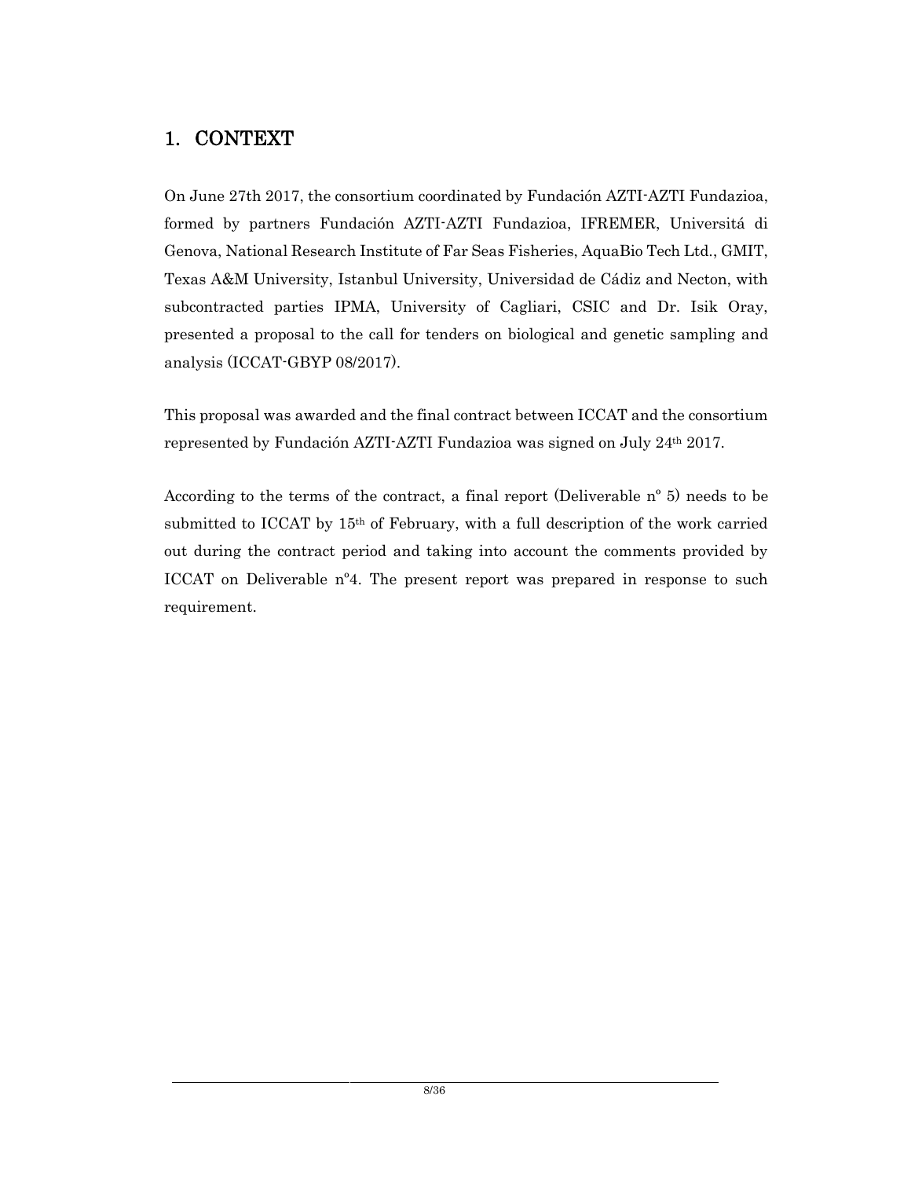# 1. CONTEXT

On June 27th 2017, the consortium coordinated by Fundación AZTI-AZTI Fundazioa, formed by partners Fundación AZTI-AZTI Fundazioa, IFREMER, Universitá di Genova, National Research Institute of Far Seas Fisheries, AquaBio Tech Ltd., GMIT, Texas A&M University, Istanbul University, Universidad de Cádiz and Necton, with subcontracted parties IPMA, University of Cagliari, CSIC and Dr. Isik Oray, presented a proposal to the call for tenders on biological and genetic sampling and analysis (ICCAT-GBYP 08/2017).

This proposal was awarded and the final contract between ICCAT and the consortium represented by Fundación AZTI-AZTI Fundazioa was signed on July 24th 2017.

According to the terms of the contract, a final report (Deliverable nº 5) needs to be submitted to ICCAT by 15th of February, with a full description of the work carried out during the contract period and taking into account the comments provided by ICCAT on Deliverable nº4. The present report was prepared in response to such requirement.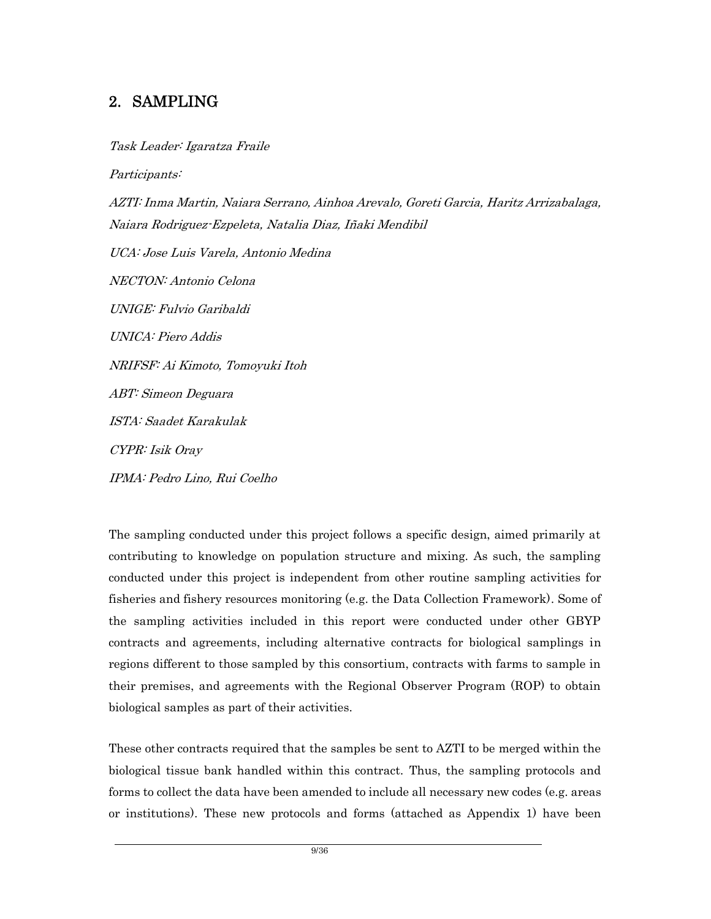## 2. SAMPLING

*Task Leader: Igaratza Fraile*

*Participants:*

*AZTI: Inma Martin, Naiara Serrano, Ainhoa Arevalo, Goreti Garcia, Haritz Arrizabalaga, Naiara Rodriguez-Ezpeleta, Natalia Diaz, Iñaki Mendibil*

*UCA: Jose Luis Varela, Antonio Medina*

*NECTON: Antonio Celona*

*UNIGE: Fulvio Garibaldi*

*UNICA: Piero Addis*

*NRIFSF: Ai Kimoto, Tomoyuki Itoh*

*ABT: Simeon Deguara*

*ISTA: Saadet Karakulak*

*CYPR: Isik Oray*

*IPMA: Pedro Lino, Rui Coelho*

The sampling conducted under this project follows a specific design, aimed primarily at contributing to knowledge on population structure and mixing. As such, the sampling conducted under this project is independent from other routine sampling activities for fisheries and fishery resources monitoring (e.g. the Data Collection Framework). Some of the sampling activities included in this report were conducted under other GBYP contracts and agreements, including alternative contracts for biological samplings in regions different to those sampled by this consortium, contracts with farms to sample in their premises, and agreements with the Regional Observer Program (ROP) to obtain biological samples as part of their activities.

These other contracts required that the samples be sent to AZTI to be merged within the biological tissue bank handled within this contract. Thus, the sampling protocols and forms to collect the data have been amended to include all necessary new codes (e.g. areas or institutions). These new protocols and forms (attached as Appendix 1) have been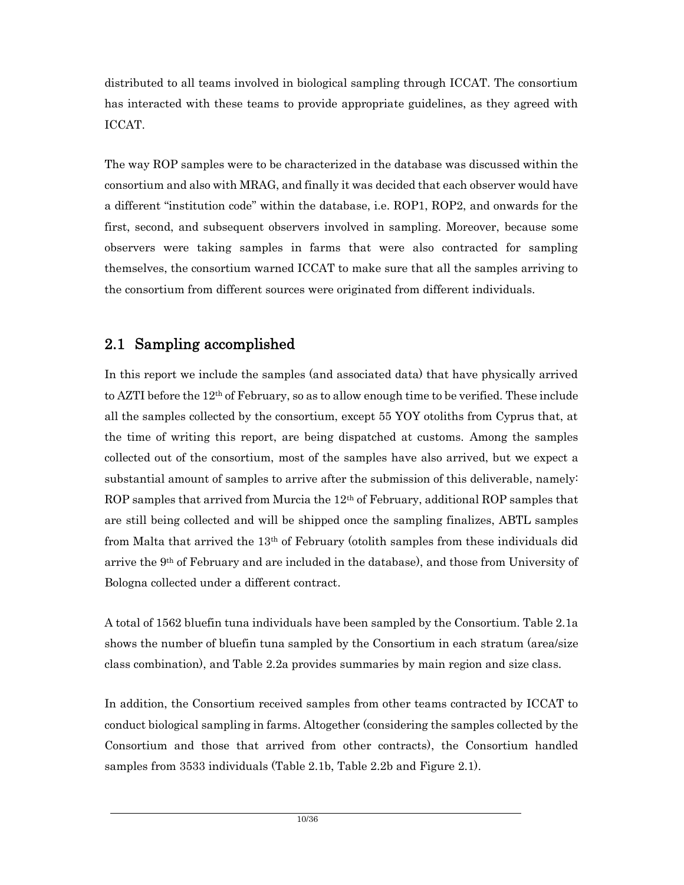distributed to all teams involved in biological sampling through ICCAT. The consortium has interacted with these teams to provide appropriate guidelines, as they agreed with ICCAT.

The way ROP samples were to be characterized in the database was discussed within the consortium and also with MRAG, and finally it was decided that each observer would have a different "institution code" within the database, i.e. ROP1, ROP2, and onwards for the first, second, and subsequent observers involved in sampling. Moreover, because some observers were taking samples in farms that were also contracted for sampling themselves, the consortium warned ICCAT to make sure that all the samples arriving to the consortium from different sources were originated from different individuals.

## 2.1 Sampling accomplished

In this report we include the samples (and associated data) that have physically arrived to AZTI before the 12th of February, so as to allow enough time to be verified. These include all the samples collected by the consortium, except 55 YOY otoliths from Cyprus that, at the time of writing this report, are being dispatched at customs. Among the samples collected out of the consortium, most of the samples have also arrived, but we expect a substantial amount of samples to arrive after the submission of this deliverable, namely: ROP samples that arrived from Murcia the 12th of February, additional ROP samples that are still being collected and will be shipped once the sampling finalizes, ABTL samples from Malta that arrived the 13th of February (otolith samples from these individuals did arrive the 9th of February and are included in the database), and those from University of Bologna collected under a different contract.

A total of 1562 bluefin tuna individuals have been sampled by the Consortium. Table 2.1a shows the number of bluefin tuna sampled by the Consortium in each stratum (area/size class combination), and Table 2.2a provides summaries by main region and size class.

In addition, the Consortium received samples from other teams contracted by ICCAT to conduct biological sampling in farms. Altogether (considering the samples collected by the Consortium and those that arrived from other contracts), the Consortium handled samples from 3533 individuals (Table 2.1b, Table 2.2b and Figure 2.1).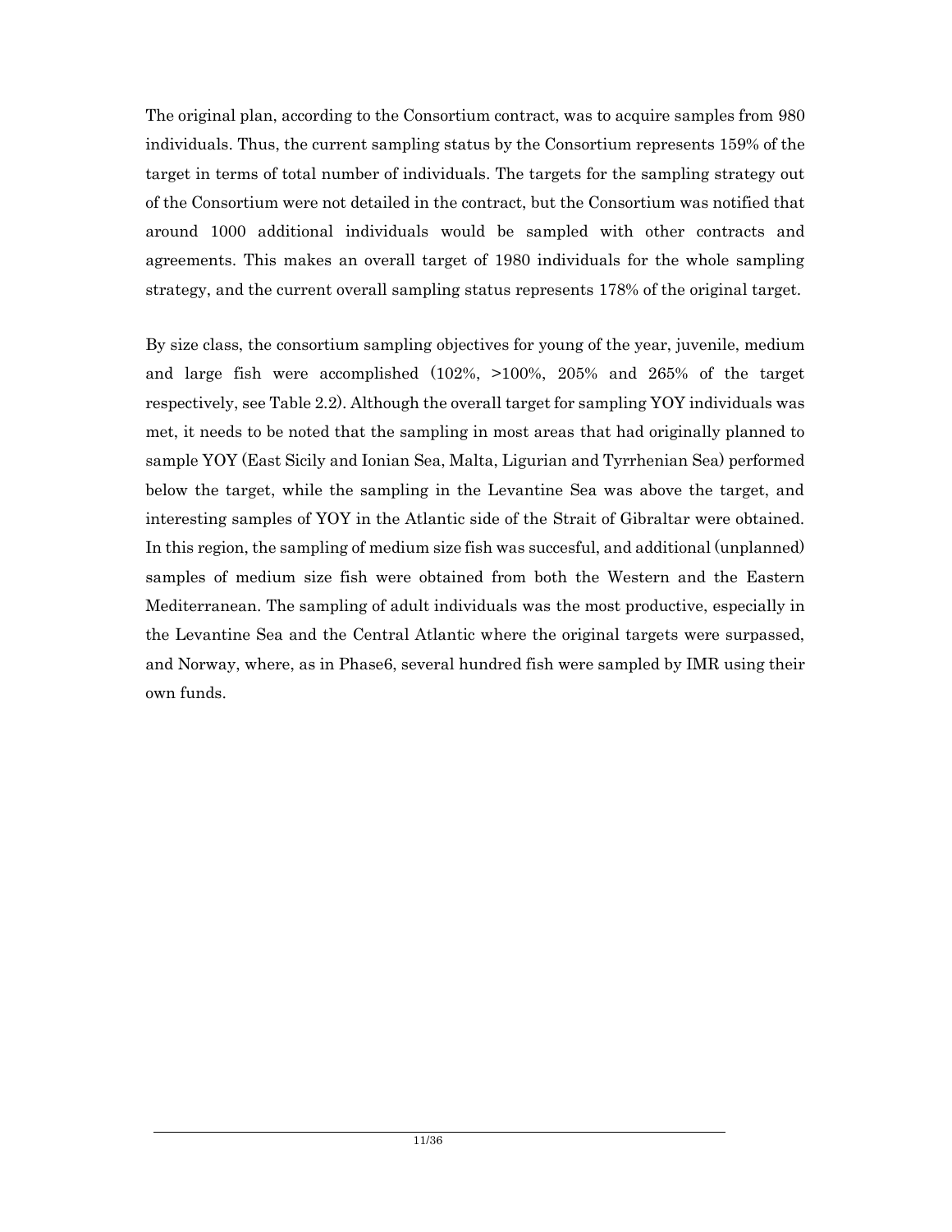The original plan, according to the Consortium contract, was to acquire samples from 980 individuals. Thus, the current sampling status by the Consortium represents 159% of the target in terms of total number of individuals. The targets for the sampling strategy out of the Consortium were not detailed in the contract, but the Consortium was notified that around 1000 additional individuals would be sampled with other contracts and agreements. This makes an overall target of 1980 individuals for the whole sampling strategy, and the current overall sampling status represents 178% of the original target.

By size class, the consortium sampling objectives for young of the year, juvenile, medium and large fish were accomplished (102%, >100%, 205% and 265% of the target respectively, see Table 2.2). Although the overall target for sampling YOY individuals was met, it needs to be noted that the sampling in most areas that had originally planned to sample YOY (East Sicily and Ionian Sea, Malta, Ligurian and Tyrrhenian Sea) performed below the target, while the sampling in the Levantine Sea was above the target, and interesting samples of YOY in the Atlantic side of the Strait of Gibraltar were obtained. In this region, the sampling of medium size fish was succesful, and additional (unplanned) samples of medium size fish were obtained from both the Western and the Eastern Mediterranean. The sampling of adult individuals was the most productive, especially in the Levantine Sea and the Central Atlantic where the original targets were surpassed, and Norway, where, as in Phase6, several hundred fish were sampled by IMR using their own funds.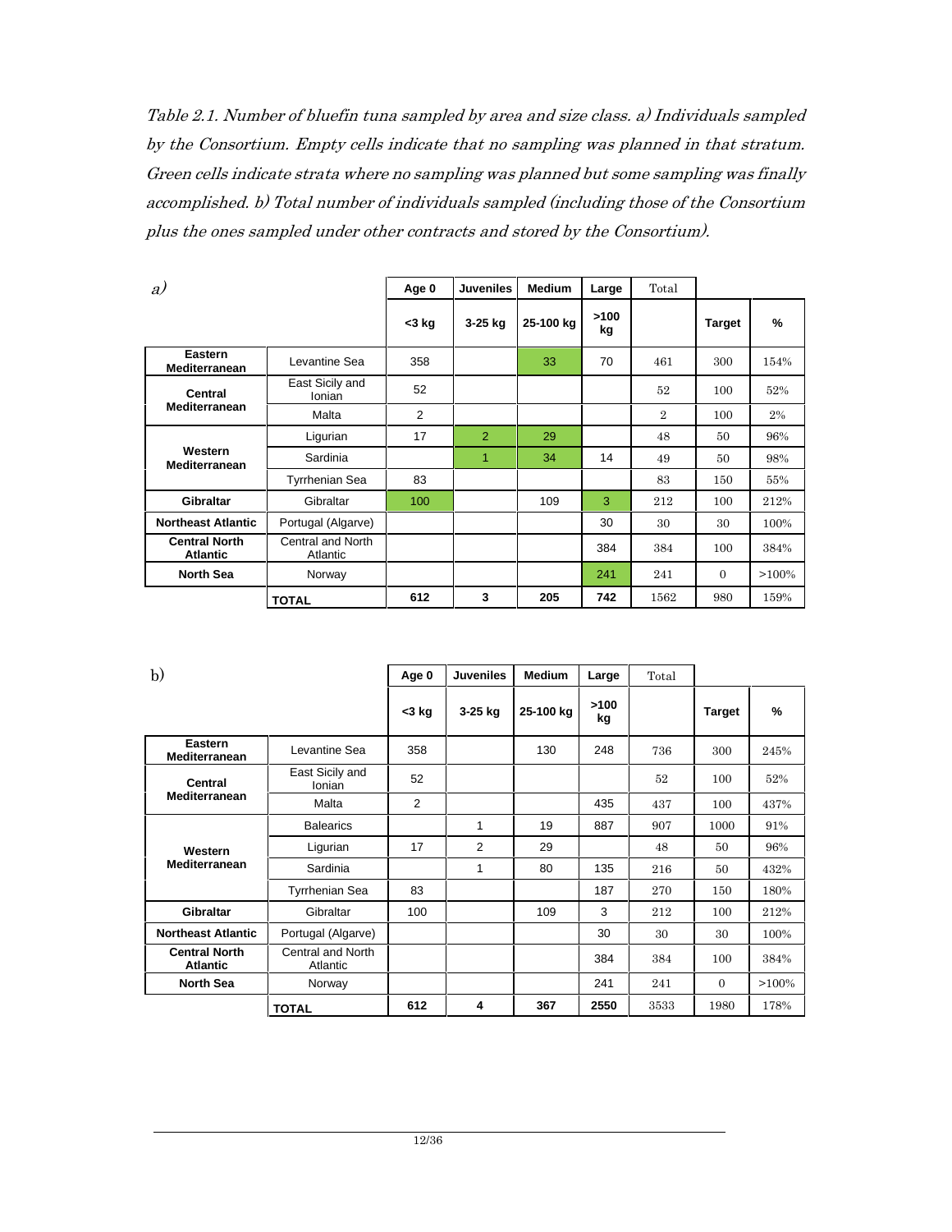*Table 2.1. Number of bluefin tuna sampled by area and size class. a) Individuals sampled by the Consortium. Empty cells indicate that no sampling was planned in that stratum. Green cells indicate strata where no sampling was planned but some sampling was finally accomplished. b) Total number of individuals sampled (including those of the Consortium plus the ones sampled under other contracts and stored by the Consortium).*

*a)*

| | | Age 0 | Juveniles | Medium | Large | Total | | |
|---|---|---|---|---|---|---|---|---|
| | | <3 kg | 3-25 kg | 25-100 kg | >100 kg | | Target | % |
| **Eastern Mediterranean** | Levantine Sea | 358 | | 33 | 70 | 461 | 300 | 154% |
| **Central Mediterranean** | East Sicily and Ionian | 52 | | | | 52 | 100 | 52% |
| | Malta | 2 | | | | 2 | 100 | 2% |
| **Western Mediterranean** | Ligurian | 17 | 2 | 29 | | 48 | 50 | 96% |
| | Sardinia | | 1 | 34 | 14 | 49 | 50 | 98% |
| | Tyrrhenian Sea | 83 | | | | 83 | 150 | 55% |
| **Gibraltar** | Gibraltar | 100 | | 109 | 3 | 212 | 100 | 212% |
| **Northeast Atlantic** | Portugal (Algarve) | | | | 30 | 30 | 30 | 100% |
| **Central North Atlantic** | Central and North Atlantic | | | | 384 | 384 | 100 | 384% |
| **North Sea** | Norway | | | | 241 | 241 | 0 | >100% |
| | **TOTAL** | **612** | **3** | **205** | **742** | 1562 | 980 | 159% |

b)

| | | Age 0 | Juveniles | Medium | Large | Total | | |
|---|---|---|---|---|---|---|---|---|
| | | <3 kg | 3-25 kg | 25-100 kg | >100 kg | | Target | % |
| **Eastern Mediterranean** | Levantine Sea | 358 | | 130 | 248 | 736 | 300 | 245% |
| **Central Mediterranean** | East Sicily and Ionian | 52 | | | | 52 | 100 | 52% |
| | Malta | 2 | | | 435 | 437 | 100 | 437% |
| **Western Mediterranean** | Balearics | | 1 | 19 | 887 | 907 | 1000 | 91% |
| | Ligurian | 17 | 2 | 29 | | 48 | 50 | 96% |
| | Sardinia | | 1 | 80 | 135 | 216 | 50 | 432% |
| | Tyrrhenian Sea | 83 | | | 187 | 270 | 150 | 180% |
| **Gibraltar** | Gibraltar | 100 | | 109 | 3 | 212 | 100 | 212% |
| **Northeast Atlantic** | Portugal (Algarve) | | | | 30 | 30 | 30 | 100% |
| **Central North Atlantic** | Central and North Atlantic | | | | 384 | 384 | 100 | 384% |
| **North Sea** | Norway | | | | 241 | 241 | 0 | >100% |
| | **TOTAL** | **612** | **4** | **367** | **2550** | 3533 | 1980 | 178% |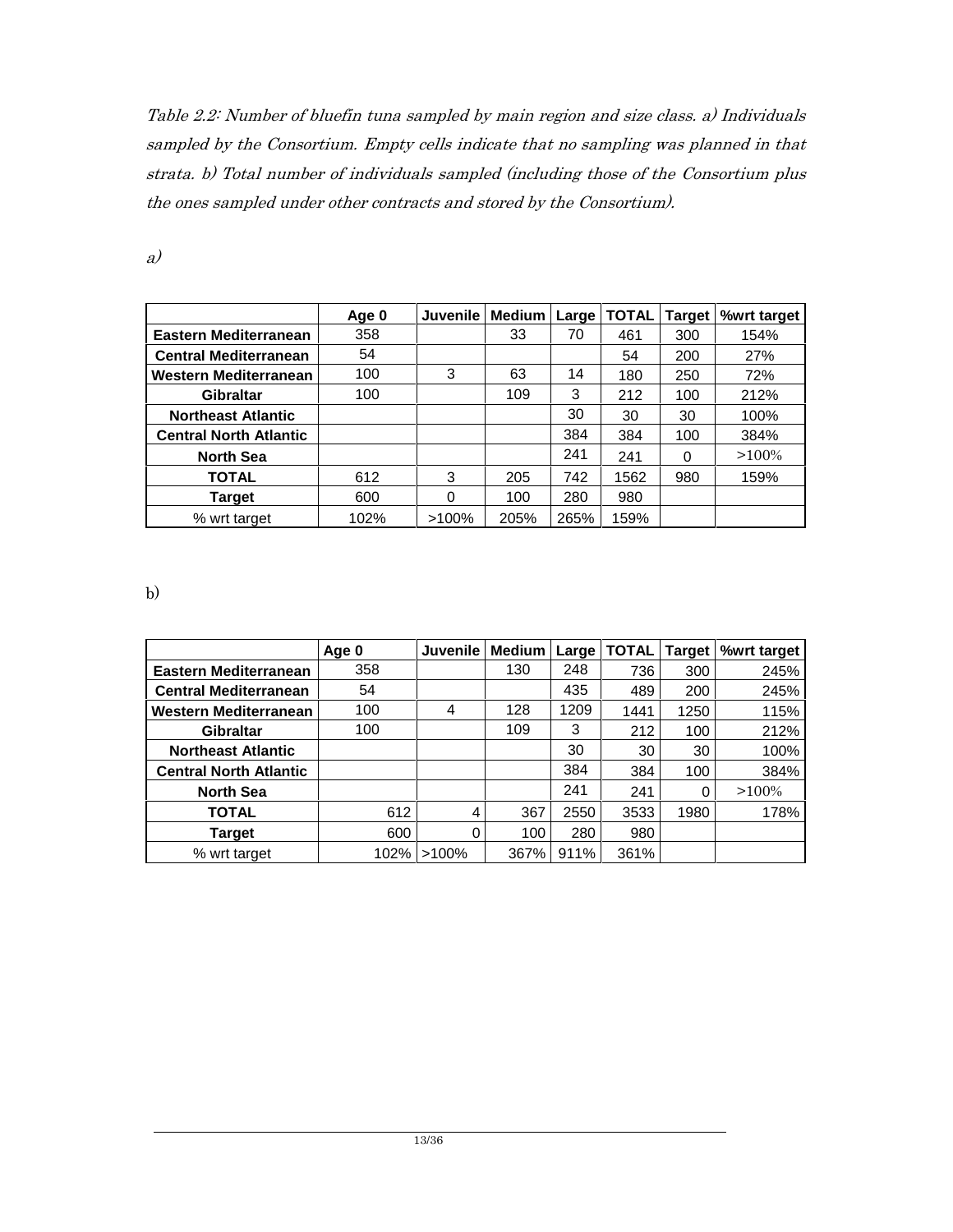*Table 2.2: Number of bluefin tuna sampled by main region and size class. a) Individuals sampled by the Consortium. Empty cells indicate that no sampling was planned in that strata. b) Total number of individuals sampled (including those of the Consortium plus the ones sampled under other contracts and stored by the Consortium).*

*a)*

| | Age 0 | Juvenile | Medium | Large | TOTAL | Target | %wrt target |
|---|---|---|---|---|---|---|---|
| **Eastern Mediterranean** | 358 | | 33 | 70 | 461 | 300 | 154% |
| **Central Mediterranean** | 54 | | | | 54 | 200 | 27% |
| **Western Mediterranean** | 100 | 3 | 63 | 14 | 180 | 250 | 72% |
| **Gibraltar** | 100 | | 109 | 3 | 212 | 100 | 212% |
| **Northeast Atlantic** | | | | 30 | 30 | 30 | 100% |
| **Central North Atlantic** | | | | 384 | 384 | 100 | 384% |
| **North Sea** | | | | 241 | 241 | 0 | >100% |
| **TOTAL** | 612 | 3 | 205 | 742 | 1562 | 980 | 159% |
| **Target** | 600 | 0 | 100 | 280 | 980 | | |
| % wrt target | 102% | >100% | 205% | 265% | 159% | | |

b)

| | Age 0 | Juvenile | Medium | Large | TOTAL | Target | %wrt target |
|---|---|---|---|---|---|---|---|
| **Eastern Mediterranean** | 358 | | 130 | 248 | 736 | 300 | 245% |
| **Central Mediterranean** | 54 | | | 435 | 489 | 200 | 245% |
| **Western Mediterranean** | 100 | 4 | 128 | 1209 | 1441 | 1250 | 115% |
| **Gibraltar** | 100 | | 109 | 3 | 212 | 100 | 212% |
| **Northeast Atlantic** | | | | 30 | 30 | 30 | 100% |
| **Central North Atlantic** | | | | 384 | 384 | 100 | 384% |
| **North Sea** | | | | 241 | 241 | 0 | >100% |
| **TOTAL** | 612 | 4 | 367 | 2550 | 3533 | 1980 | 178% |
| **Target** | 600 | 0 | 100 | 280 | 980 | | |
| % wrt target | 102% | >100% | 367% | 911% | 361% | | |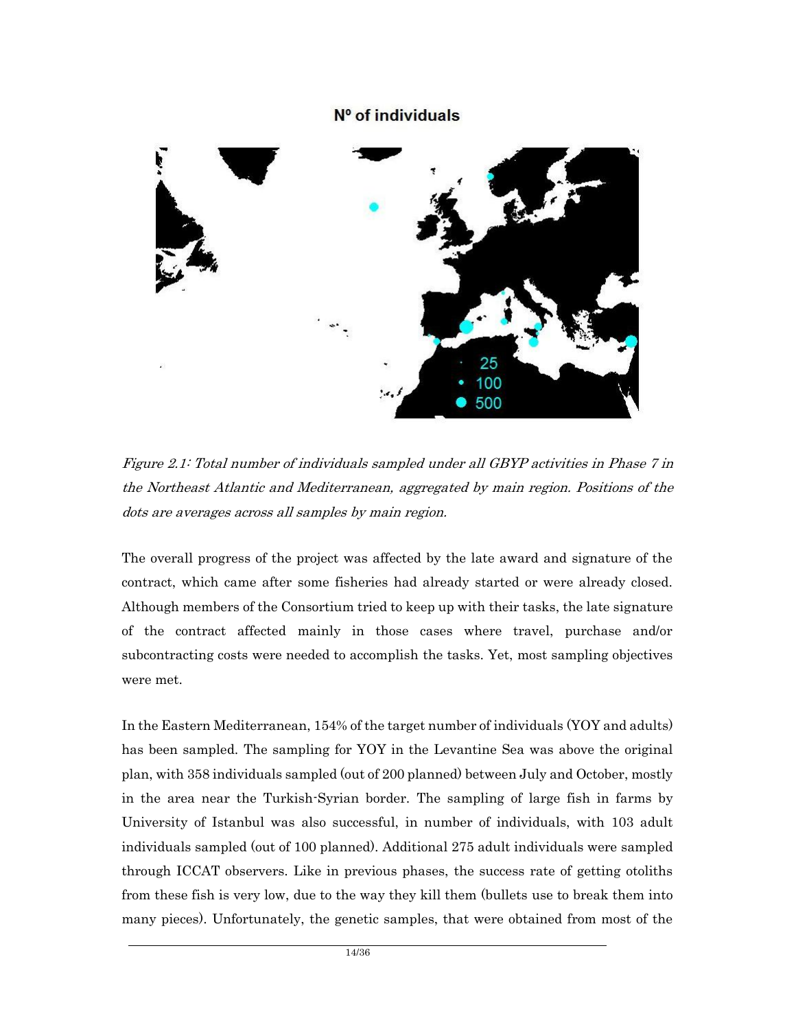**Nº of individuals**

*Figure 2.1: Total number of individuals sampled under all GBYP activities in Phase 7 in the Northeast Atlantic and Mediterranean, aggregated by main region. Positions of the dots are averages across all samples by main region.*

The overall progress of the project was affected by the late award and signature of the contract, which came after some fisheries had already started or were already closed. Although members of the Consortium tried to keep up with their tasks, the late signature of the contract affected mainly in those cases where travel, purchase and/or subcontracting costs were needed to accomplish the tasks. Yet, most sampling objectives were met.

In the Eastern Mediterranean, 154% of the target number of individuals (YOY and adults) has been sampled. The sampling for YOY in the Levantine Sea was above the original plan, with 358 individuals sampled (out of 200 planned) between July and October, mostly in the area near the Turkish-Syrian border. The sampling of large fish in farms by University of Istanbul was also successful, in number of individuals, with 103 adult individuals sampled (out of 100 planned). Additional 275 adult individuals were sampled through ICCAT observers. Like in previous phases, the success rate of getting otoliths from these fish is very low, due to the way they kill them (bullets use to break them into many pieces). Unfortunately, the genetic samples, that were obtained from most of the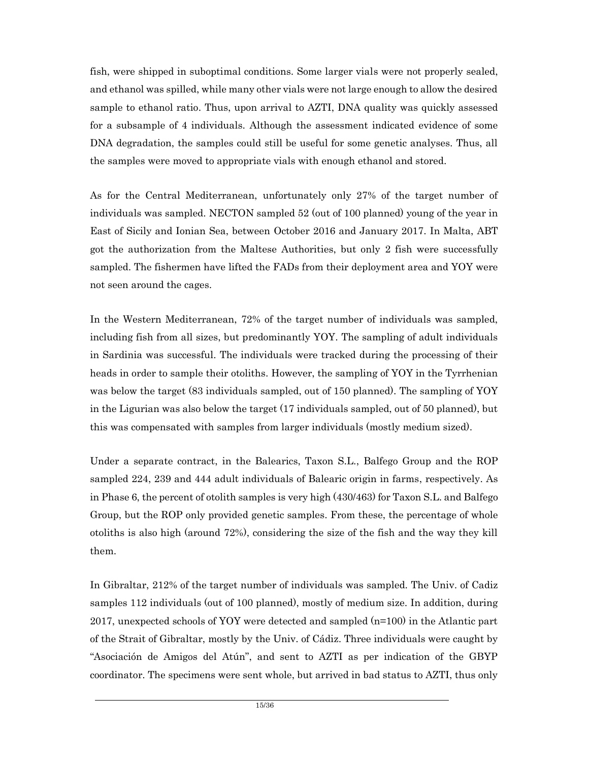fish, were shipped in suboptimal conditions. Some larger vials were not properly sealed, and ethanol was spilled, while many other vials were not large enough to allow the desired sample to ethanol ratio. Thus, upon arrival to AZTI, DNA quality was quickly assessed for a subsample of 4 individuals. Although the assessment indicated evidence of some DNA degradation, the samples could still be useful for some genetic analyses. Thus, all the samples were moved to appropriate vials with enough ethanol and stored.

As for the Central Mediterranean, unfortunately only 27% of the target number of individuals was sampled. NECTON sampled 52 (out of 100 planned) young of the year in East of Sicily and Ionian Sea, between October 2016 and January 2017. In Malta, ABT got the authorization from the Maltese Authorities, but only 2 fish were successfully sampled. The fishermen have lifted the FADs from their deployment area and YOY were not seen around the cages.

In the Western Mediterranean, 72% of the target number of individuals was sampled, including fish from all sizes, but predominantly YOY. The sampling of adult individuals in Sardinia was successful. The individuals were tracked during the processing of their heads in order to sample their otoliths. However, the sampling of YOY in the Tyrrhenian was below the target (83 individuals sampled, out of 150 planned). The sampling of YOY in the Ligurian was also below the target (17 individuals sampled, out of 50 planned), but this was compensated with samples from larger individuals (mostly medium sized).

Under a separate contract, in the Balearics, Taxon S.L., Balfego Group and the ROP sampled 224, 239 and 444 adult individuals of Balearic origin in farms, respectively. As in Phase 6, the percent of otolith samples is very high (430/463) for Taxon S.L. and Balfego Group, but the ROP only provided genetic samples. From these, the percentage of whole otoliths is also high (around 72%), considering the size of the fish and the way they kill them.

In Gibraltar, 212% of the target number of individuals was sampled. The Univ. of Cadiz samples 112 individuals (out of 100 planned), mostly of medium size. In addition, during 2017, unexpected schools of YOY were detected and sampled (n=100) in the Atlantic part of the Strait of Gibraltar, mostly by the Univ. of Cádiz. Three individuals were caught by "Asociación de Amigos del Atún", and sent to AZTI as per indication of the GBYP coordinator. The specimens were sent whole, but arrived in bad status to AZTI, thus only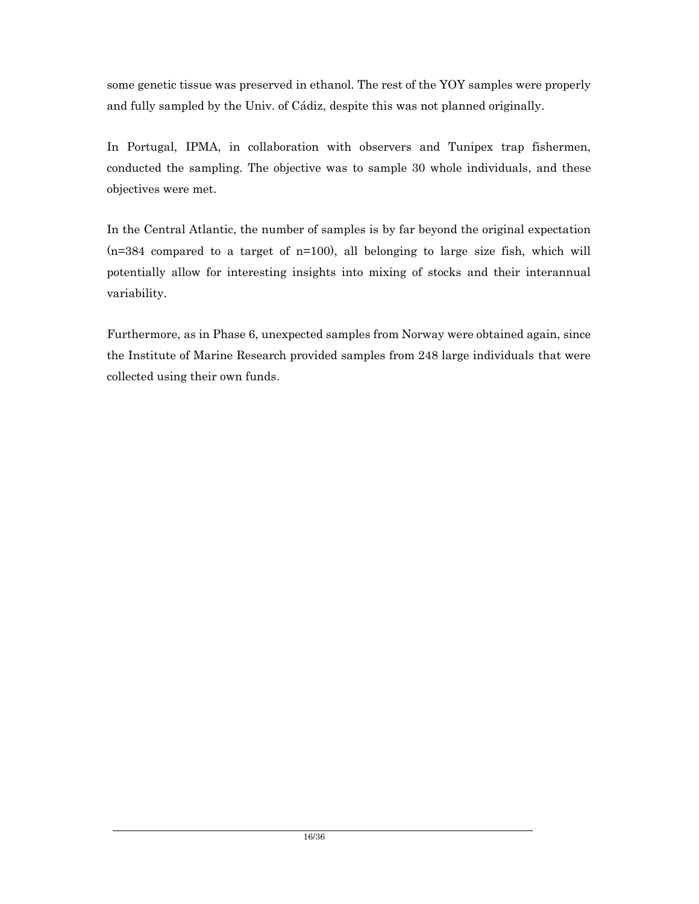some genetic tissue was preserved in ethanol. The rest of the YOY samples were properly and fully sampled by the Univ. of Cádiz, despite this was not planned originally.

In Portugal, IPMA, in collaboration with observers and Tunipex trap fishermen, conducted the sampling. The objective was to sample 30 whole individuals, and these objectives were met.

In the Central Atlantic, the number of samples is by far beyond the original expectation (n=384 compared to a target of n=100), all belonging to large size fish, which will potentially allow for interesting insights into mixing of stocks and their interannual variability.

Furthermore, as in Phase 6, unexpected samples from Norway were obtained again, since the Institute of Marine Research provided samples from 248 large individuals that were collected using their own funds.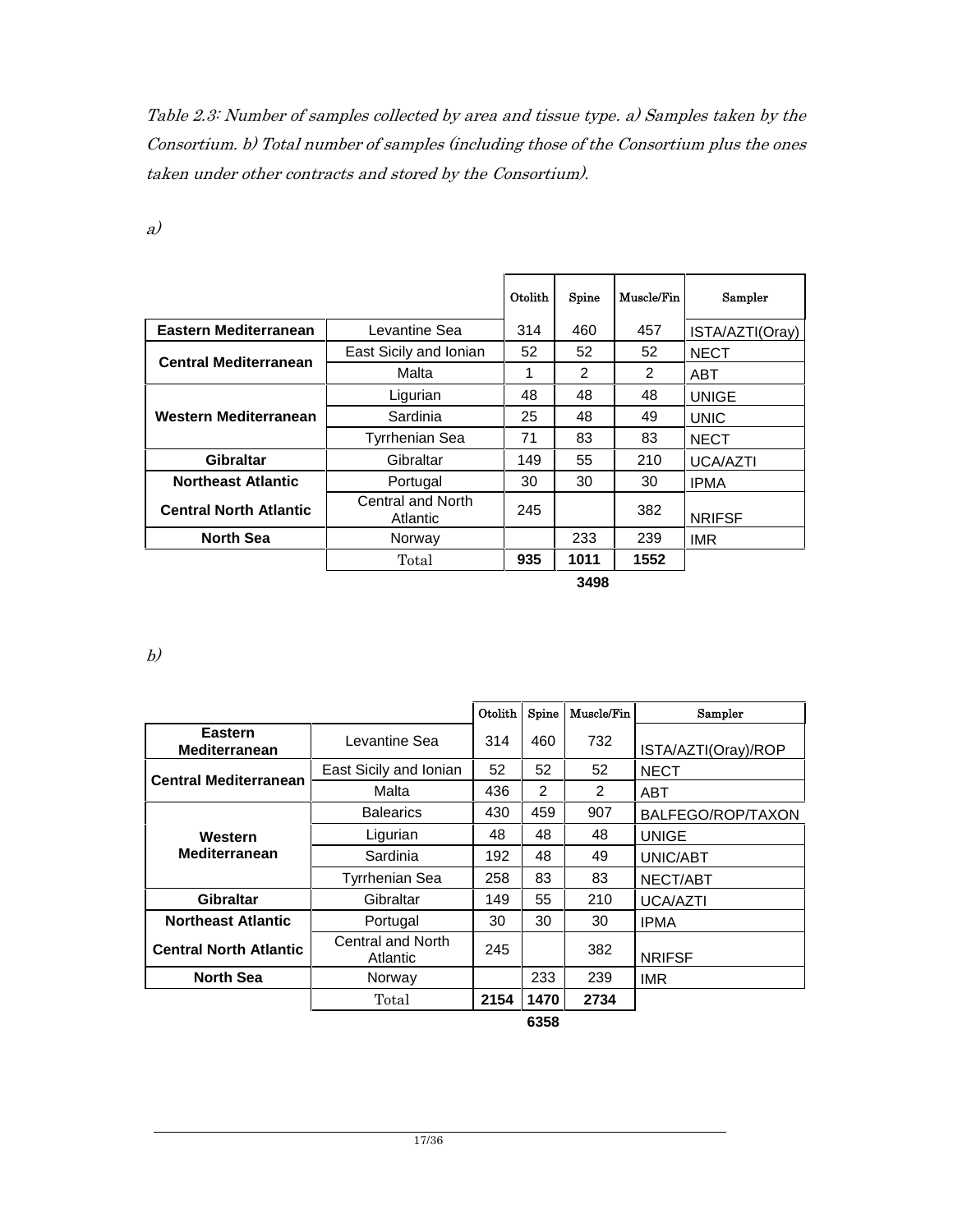*Table 2.3: Number of samples collected by area and tissue type. a) Samples taken by the Consortium. b) Total number of samples (including those of the Consortium plus the ones taken under other contracts and stored by the Consortium).*

*a)*

| | | Otolith | Spine | Muscle/Fin | Sampler |
|---|---|---|---|---|---|
| **Eastern Mediterranean** | Levantine Sea | 314 | 460 | 457 | ISTA/AZTI(Oray) |
| **Central Mediterranean** | East Sicily and Ionian | 52 | 52 | 52 | NECT |
| | Malta | 1 | 2 | 2 | ABT |
| **Western Mediterranean** | Ligurian | 48 | 48 | 48 | UNIGE |
| | Sardinia | 25 | 48 | 49 | UNIC |
| | Tyrrhenian Sea | 71 | 83 | 83 | NECT |
| **Gibraltar** | Gibraltar | 149 | 55 | 210 | UCA/AZTI |
| **Northeast Atlantic** | Portugal | 30 | 30 | 30 | IPMA |
| **Central North Atlantic** | Central and North Atlantic | 245 | | 382 | NRIFSF |
| **North Sea** | Norway | | 233 | 239 | IMR |
| | Total | **935** | **1011** | **1552** | |
| | | | **3498** | | |

*b)*

| | | Otolith | Spine | Muscle/Fin | Sampler |
|---|---|---|---|---|---|
| **Eastern Mediterranean** | Levantine Sea | 314 | 460 | 732 | ISTA/AZTI(Oray)/ROP |
| **Central Mediterranean** | East Sicily and Ionian | 52 | 52 | 52 | NECT |
| | Malta | 436 | 2 | 2 | ABT |
| **Western Mediterranean** | Balearics | 430 | 459 | 907 | BALFEGO/ROP/TAXON |
| | Ligurian | 48 | 48 | 48 | UNIGE |
| | Sardinia | 192 | 48 | 49 | UNIC/ABT |
| | Tyrrhenian Sea | 258 | 83 | 83 | NECT/ABT |
| **Gibraltar** | Gibraltar | 149 | 55 | 210 | UCA/AZTI |
| **Northeast Atlantic** | Portugal | 30 | 30 | 30 | IPMA |
| **Central North Atlantic** | Central and North Atlantic | 245 | | 382 | NRIFSF |
| **North Sea** | Norway | | 233 | 239 | IMR |
| | Total | **2154** | **1470** | **2734** | |
| | | | **6358** | | |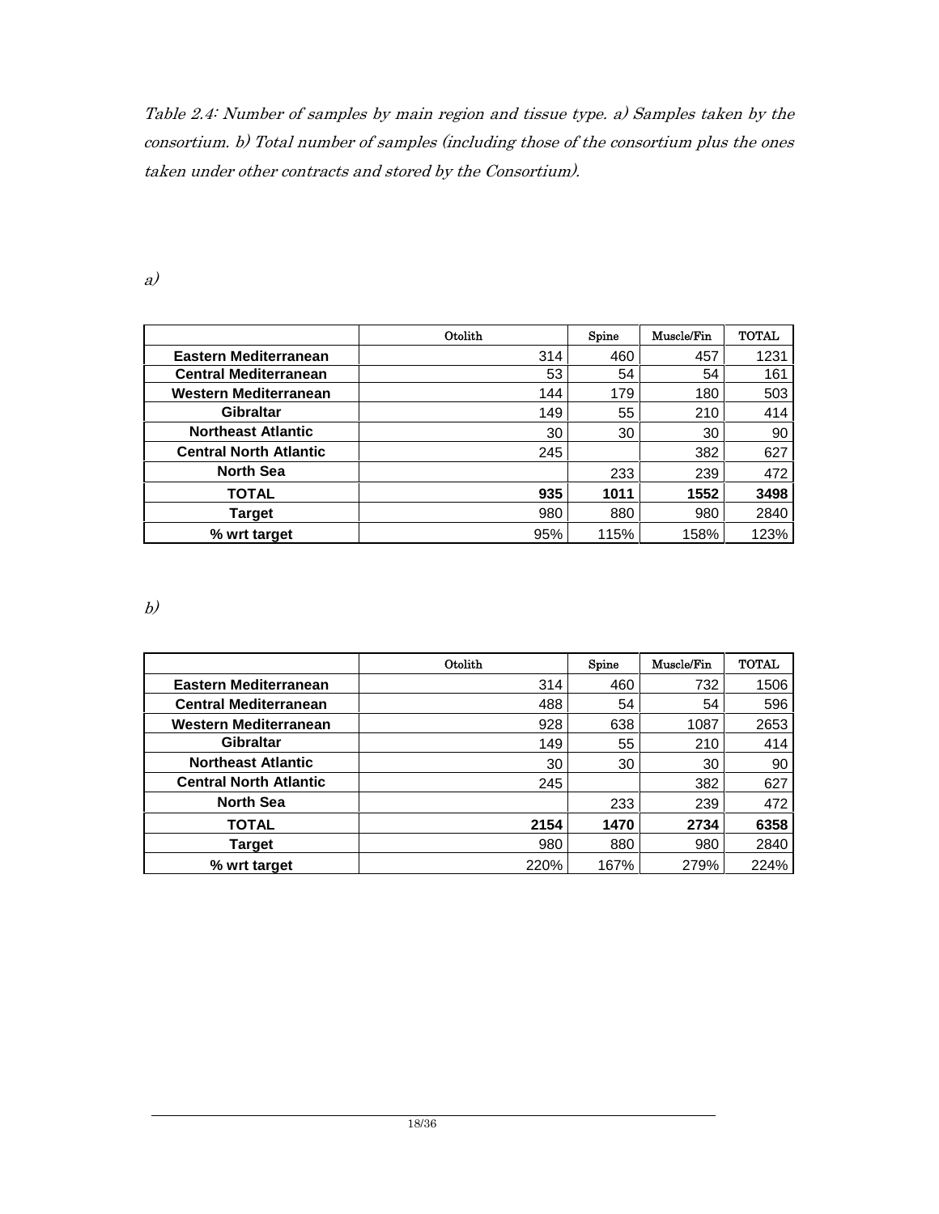*Table 2.4: Number of samples by main region and tissue type. a) Samples taken by the consortium. b) Total number of samples (including those of the consortium plus the ones taken under other contracts and stored by the Consortium).*

*a)*

| | Otolith | Spine | Muscle/Fin | TOTAL |
|---|---|---|---|---|
| **Eastern Mediterranean** | 314 | 460 | 457 | 1231 |
| **Central Mediterranean** | 53 | 54 | 54 | 161 |
| **Western Mediterranean** | 144 | 179 | 180 | 503 |
| **Gibraltar** | 149 | 55 | 210 | 414 |
| **Northeast Atlantic** | 30 | 30 | 30 | 90 |
| **Central North Atlantic** | 245 | | 382 | 627 |
| **North Sea** | | 233 | 239 | 472 |
| **TOTAL** | **935** | **1011** | **1552** | **3498** |
| **Target** | 980 | 880 | 980 | 2840 |
| **% wrt target** | 95% | 115% | 158% | 123% |

*b)*

| | Otolith | Spine | Muscle/Fin | TOTAL |
|---|---|---|---|---|
| **Eastern Mediterranean** | 314 | 460 | 732 | 1506 |
| **Central Mediterranean** | 488 | 54 | 54 | 596 |
| **Western Mediterranean** | 928 | 638 | 1087 | 2653 |
| **Gibraltar** | 149 | 55 | 210 | 414 |
| **Northeast Atlantic** | 30 | 30 | 30 | 90 |
| **Central North Atlantic** | 245 | | 382 | 627 |
| **North Sea** | | 233 | 239 | 472 |
| **TOTAL** | **2154** | **1470** | **2734** | **6358** |
| **Target** | 980 | 880 | 980 | 2840 |
| **% wrt target** | 220% | 167% | 279% | 224% |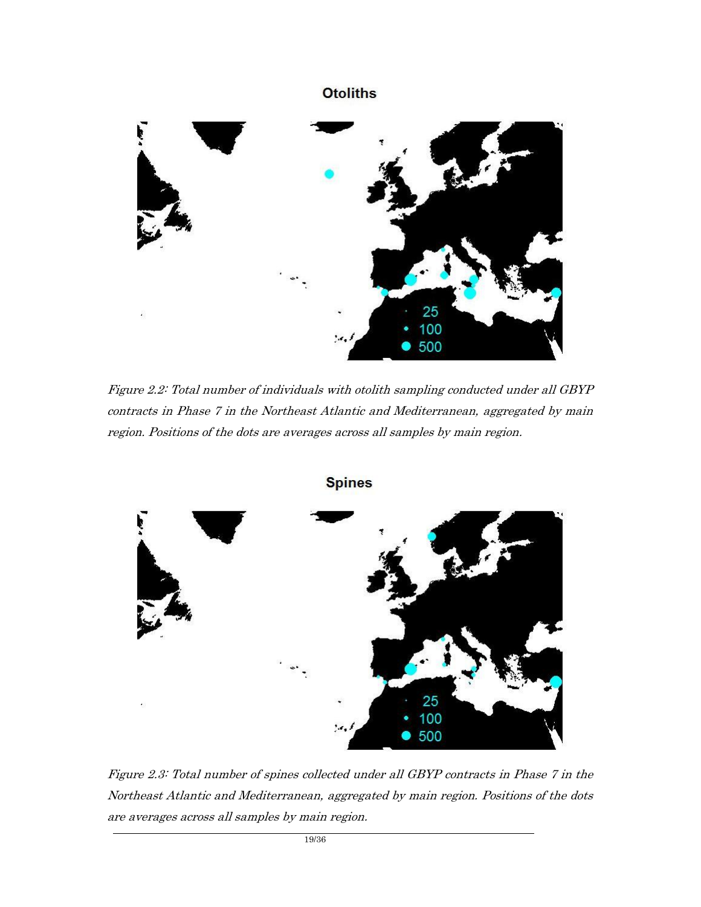*Figure 2.2: Total number of individuals with otolith sampling conducted under all GBYP contracts in Phase 7 in the Northeast Atlantic and Mediterranean, aggregated by main region. Positions of the dots are averages across all samples by main region.*

*Figure 2.3: Total number of spines collected under all GBYP contracts in Phase 7 in the Northeast Atlantic and Mediterranean, aggregated by main region. Positions of the dots are averages across all samples by main region.*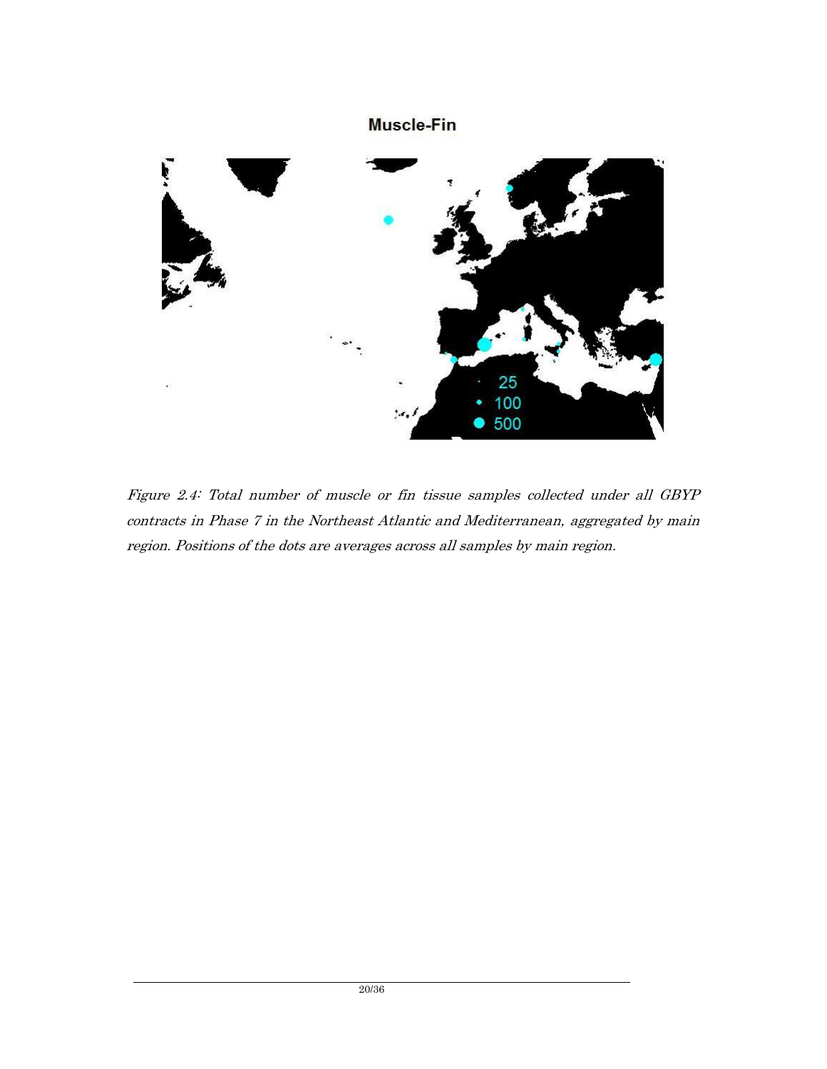*Figure 2.4: Total number of muscle or fin tissue samples collected under all GBYP contracts in Phase 7 in the Northeast Atlantic and Mediterranean, aggregated by main region. Positions of the dots are averages across all samples by main region.*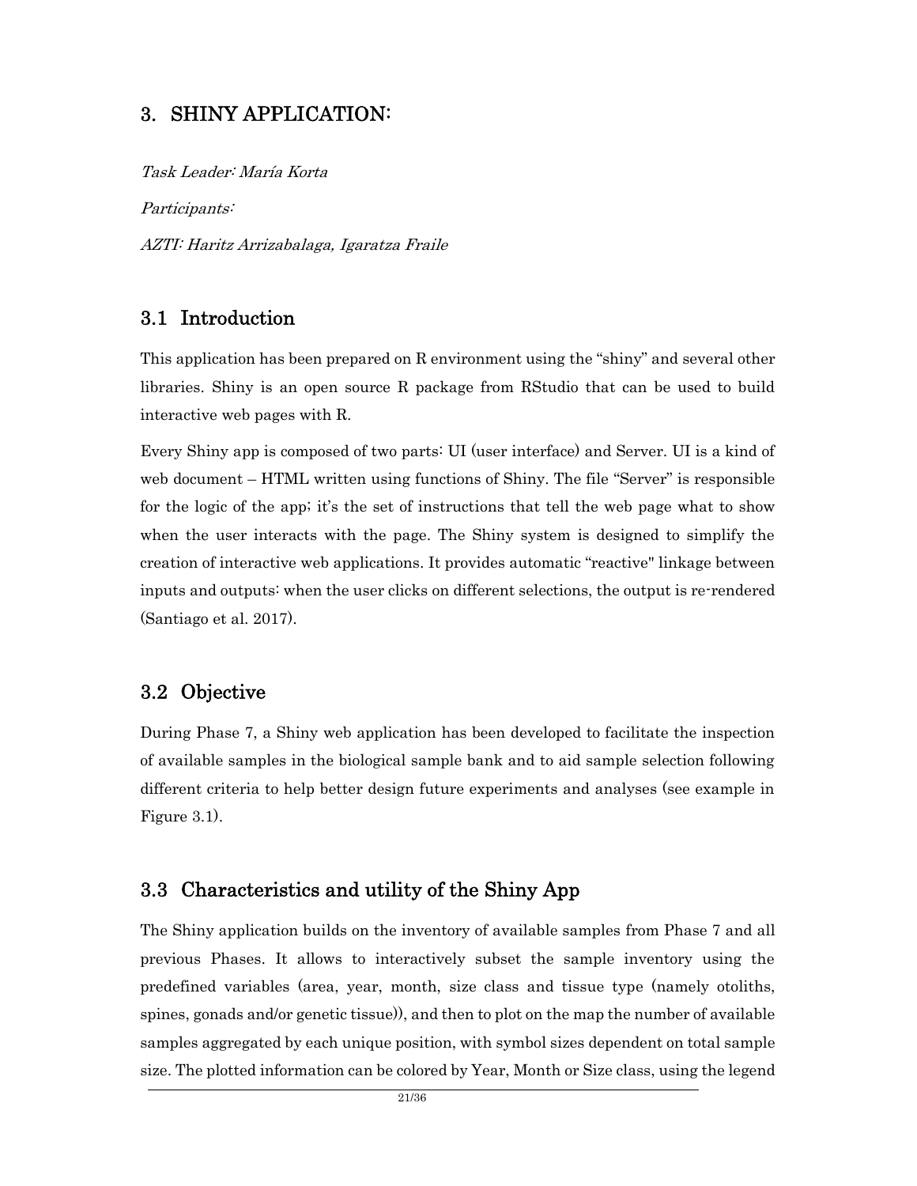# 3. SHINY APPLICATION:

*Task Leader: María Korta*

*Participants:*

*AZTI: Haritz Arrizabalaga, Igaratza Fraile*

## 3.1 Introduction

This application has been prepared on R environment using the "shiny" and several other libraries. Shiny is an open source R package from RStudio that can be used to build interactive web pages with R.

Every Shiny app is composed of two parts: UI (user interface) and Server. UI is a kind of web document – HTML written using functions of Shiny. The file "Server" is responsible for the logic of the app; it's the set of instructions that tell the web page what to show when the user interacts with the page. The Shiny system is designed to simplify the creation of interactive web applications. It provides automatic "reactive" linkage between inputs and outputs: when the user clicks on different selections, the output is re-rendered (Santiago et al. 2017).

## 3.2 Objective

During Phase 7, a Shiny web application has been developed to facilitate the inspection of available samples in the biological sample bank and to aid sample selection following different criteria to help better design future experiments and analyses (see example in Figure 3.1).

## 3.3 Characteristics and utility of the Shiny App

The Shiny application builds on the inventory of available samples from Phase 7 and all previous Phases. It allows to interactively subset the sample inventory using the predefined variables (area, year, month, size class and tissue type (namely otoliths, spines, gonads and/or genetic tissue)), and then to plot on the map the number of available samples aggregated by each unique position, with symbol sizes dependent on total sample size. The plotted information can be colored by Year, Month or Size class, using the legend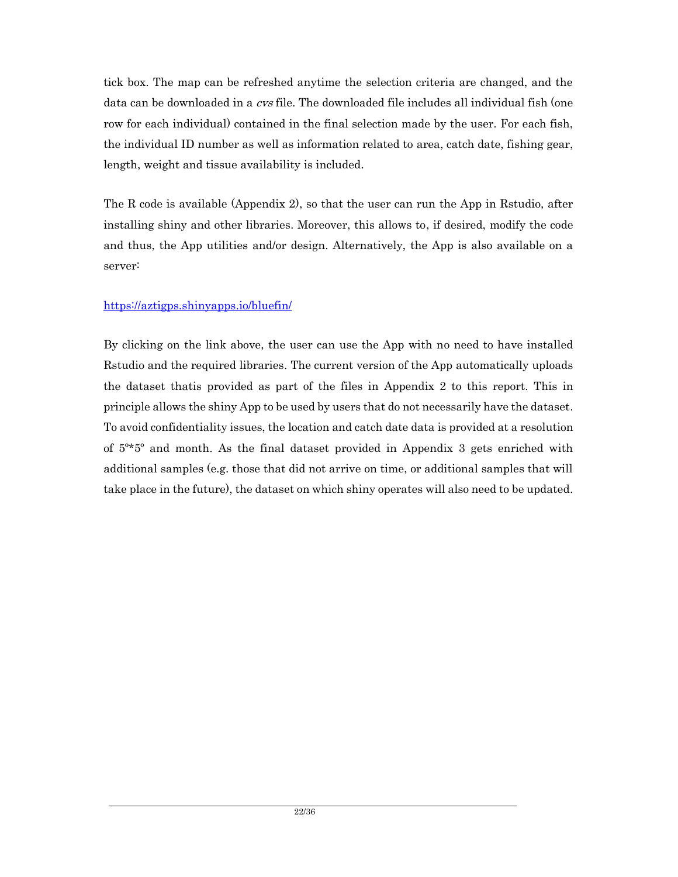tick box. The map can be refreshed anytime the selection criteria are changed, and the data can be downloaded in a *cvs* file. The downloaded file includes all individual fish (one row for each individual) contained in the final selection made by the user. For each fish, the individual ID number as well as information related to area, catch date, fishing gear, length, weight and tissue availability is included.

The R code is available (Appendix 2), so that the user can run the App in Rstudio, after installing shiny and other libraries. Moreover, this allows to, if desired, modify the code and thus, the App utilities and/or design. Alternatively, the App is also available on a server:

https://aztigps.shinyapps.io/bluefin/

By clicking on the link above, the user can use the App with no need to have installed Rstudio and the required libraries. The current version of the App automatically uploads the dataset thatis provided as part of the files in Appendix 2 to this report. This in principle allows the shiny App to be used by users that do not necessarily have the dataset. To avoid confidentiality issues, the location and catch date data is provided at a resolution of 5º*5º and month. As the final dataset provided in Appendix 3 gets enriched with additional samples (e.g. those that did not arrive on time, or additional samples that will take place in the future), the dataset on which shiny operates will also need to be updated.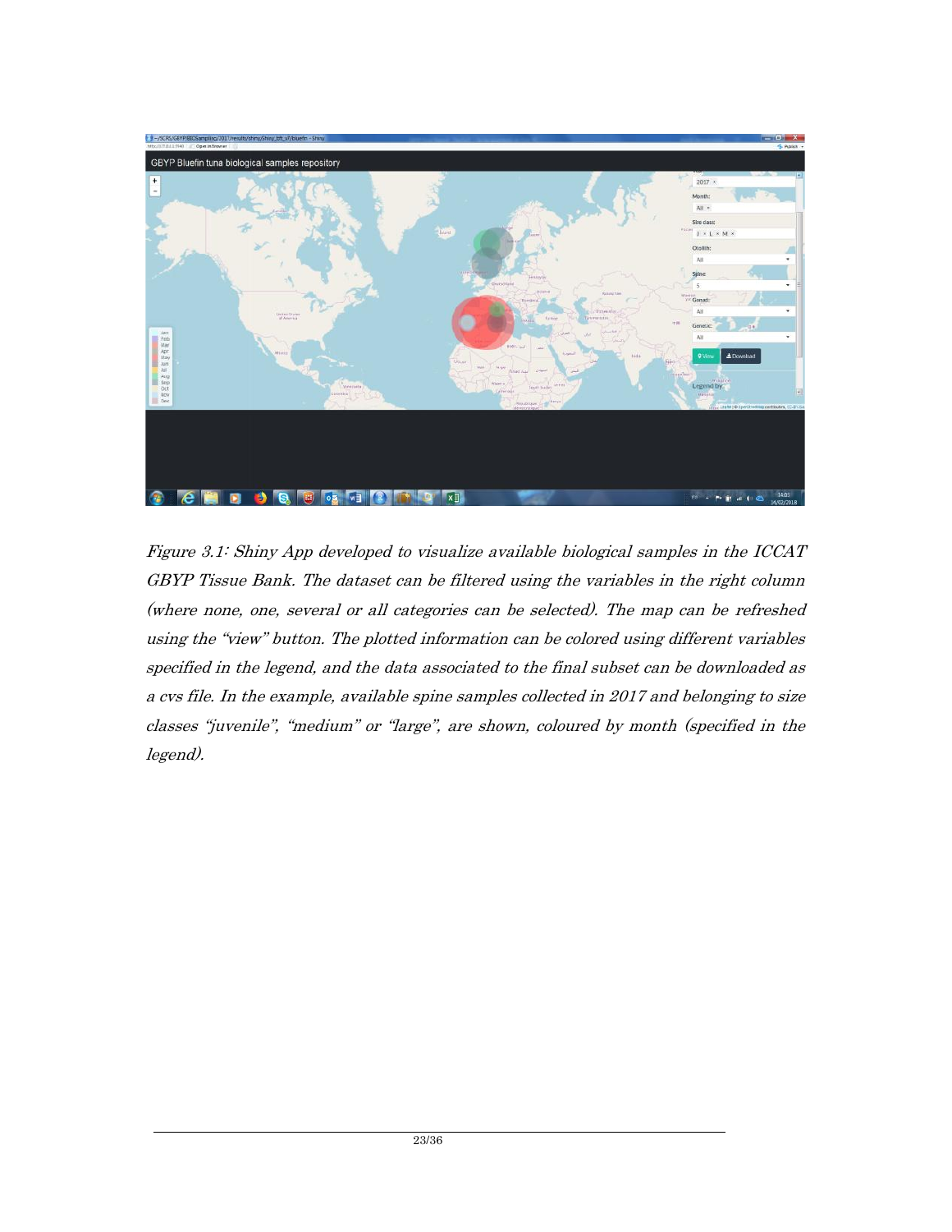*Figure 3.1: Shiny App developed to visualize available biological samples in the ICCAT GBYP Tissue Bank. The dataset can be filtered using the variables in the right column (where none, one, several or all categories can be selected). The map can be refreshed using the "view" button. The plotted information can be colored using different variables specified in the legend, and the data associated to the final subset can be downloaded as a cvs file. In the example, available spine samples collected in 2017 and belonging to size classes "juvenile", "medium" or "large", are shown, coloured by month (specified in the legend).*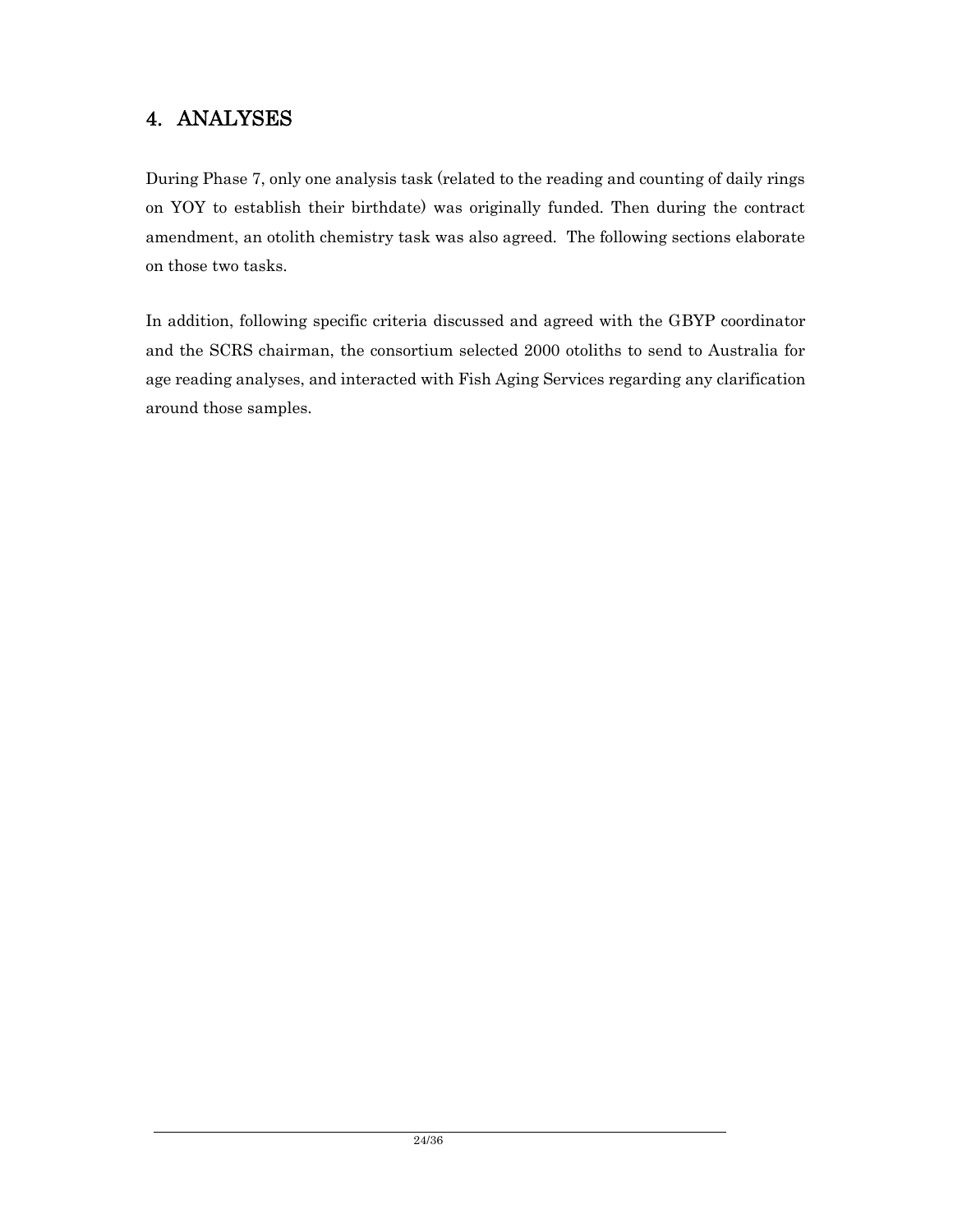# 4. ANALYSES

During Phase 7, only one analysis task (related to the reading and counting of daily rings on YOY to establish their birthdate) was originally funded. Then during the contract amendment, an otolith chemistry task was also agreed. The following sections elaborate on those two tasks.

In addition, following specific criteria discussed and agreed with the GBYP coordinator and the SCRS chairman, the consortium selected 2000 otoliths to send to Australia for age reading analyses, and interacted with Fish Aging Services regarding any clarification around those samples.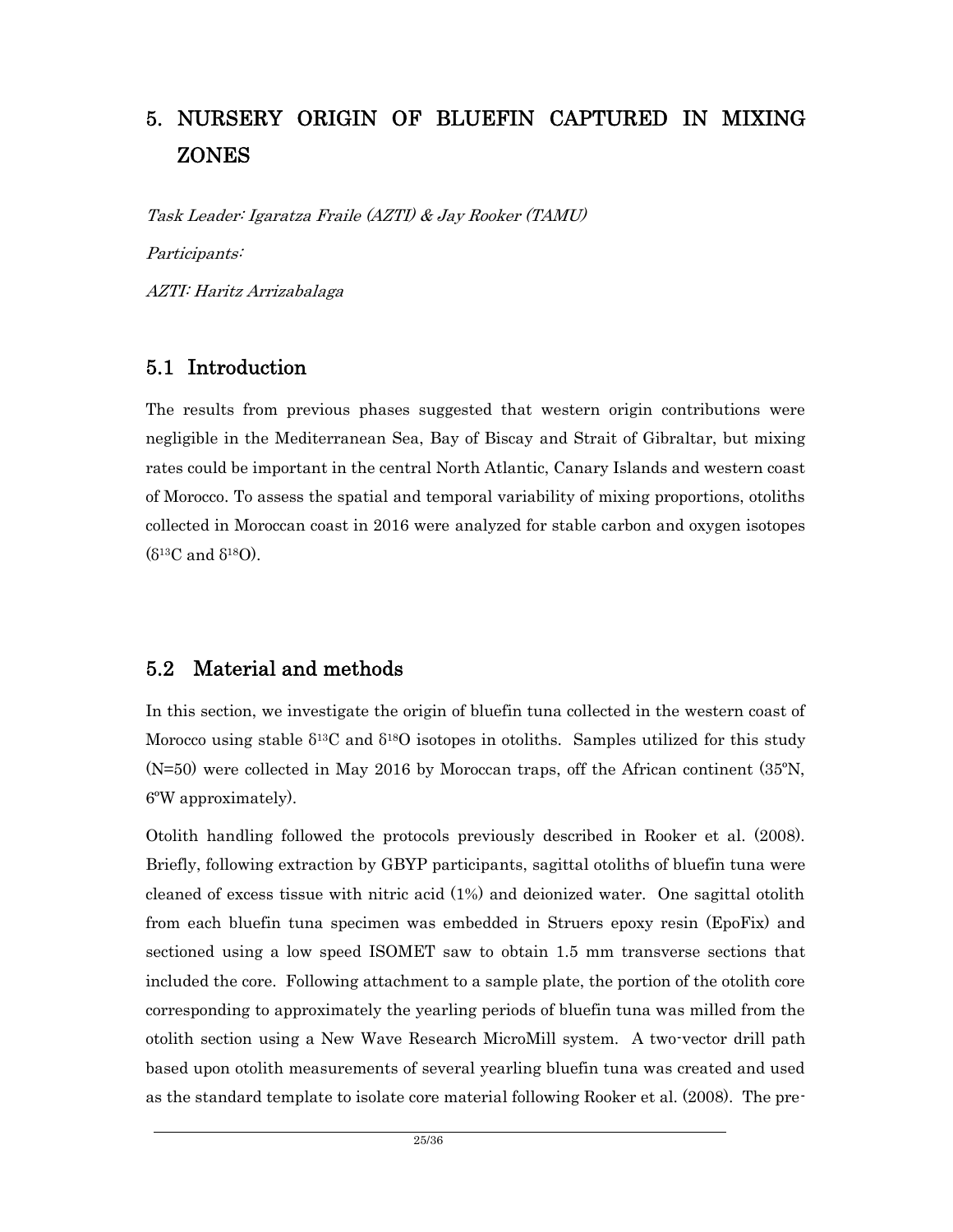# 5. NURSERY ORIGIN OF BLUEFIN CAPTURED IN MIXING ZONES

*Task Leader: Igaratza Fraile (AZTI) & Jay Rooker (TAMU)*

*Participants:*

*AZTI: Haritz Arrizabalaga*

## 5.1 Introduction

The results from previous phases suggested that western origin contributions were negligible in the Mediterranean Sea, Bay of Biscay and Strait of Gibraltar, but mixing rates could be important in the central North Atlantic, Canary Islands and western coast of Morocco. To assess the spatial and temporal variability of mixing proportions, otoliths collected in Moroccan coast in 2016 were analyzed for stable carbon and oxygen isotopes ($\delta^{13}C$ and $\delta^{18}O$).

## 5.2 Material and methods

In this section, we investigate the origin of bluefin tuna collected in the western coast of Morocco using stable $\delta^{13}C$ and $\delta^{18}O$ isotopes in otoliths. Samples utilized for this study (N=50) were collected in May 2016 by Moroccan traps, off the African continent (35ºN, 6ºW approximately).

Otolith handling followed the protocols previously described in Rooker et al. (2008). Briefly, following extraction by GBYP participants, sagittal otoliths of bluefin tuna were cleaned of excess tissue with nitric acid (1%) and deionized water. One sagittal otolith from each bluefin tuna specimen was embedded in Struers epoxy resin (EpoFix) and sectioned using a low speed ISOMET saw to obtain 1.5 mm transverse sections that included the core. Following attachment to a sample plate, the portion of the otolith core corresponding to approximately the yearling periods of bluefin tuna was milled from the otolith section using a New Wave Research MicroMill system. A two-vector drill path based upon otolith measurements of several yearling bluefin tuna was created and used as the standard template to isolate core material following Rooker et al. (2008). The pre-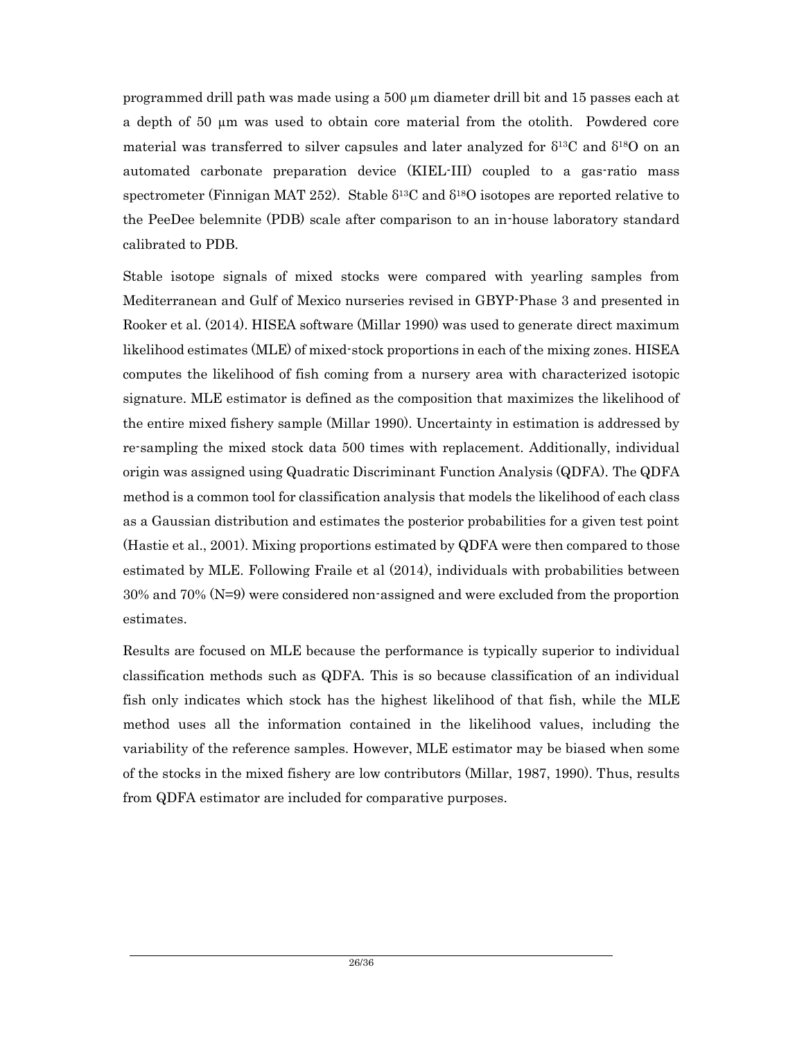programmed drill path was made using a 500 µm diameter drill bit and 15 passes each at a depth of 50 µm was used to obtain core material from the otolith. Powdered core material was transferred to silver capsules and later analyzed for $\delta^{13}C$ and $\delta^{18}O$ on an automated carbonate preparation device (KIEL-III) coupled to a gas-ratio mass spectrometer (Finnigan MAT 252). Stable $\delta^{13}C$ and $\delta^{18}O$ isotopes are reported relative to the PeeDee belemnite (PDB) scale after comparison to an in-house laboratory standard calibrated to PDB.

Stable isotope signals of mixed stocks were compared with yearling samples from Mediterranean and Gulf of Mexico nurseries revised in GBYP-Phase 3 and presented in Rooker et al. (2014). HISEA software (Millar 1990) was used to generate direct maximum likelihood estimates (MLE) of mixed-stock proportions in each of the mixing zones. HISEA computes the likelihood of fish coming from a nursery area with characterized isotopic signature. MLE estimator is defined as the composition that maximizes the likelihood of the entire mixed fishery sample (Millar 1990). Uncertainty in estimation is addressed by re-sampling the mixed stock data 500 times with replacement. Additionally, individual origin was assigned using Quadratic Discriminant Function Analysis (QDFA). The QDFA method is a common tool for classification analysis that models the likelihood of each class as a Gaussian distribution and estimates the posterior probabilities for a given test point (Hastie et al., 2001). Mixing proportions estimated by QDFA were then compared to those estimated by MLE. Following Fraile et al (2014), individuals with probabilities between 30% and 70% (N=9) were considered non-assigned and were excluded from the proportion estimates.

Results are focused on MLE because the performance is typically superior to individual classification methods such as QDFA. This is so because classification of an individual fish only indicates which stock has the highest likelihood of that fish, while the MLE method uses all the information contained in the likelihood values, including the variability of the reference samples. However, MLE estimator may be biased when some of the stocks in the mixed fishery are low contributors (Millar, 1987, 1990). Thus, results from QDFA estimator are included for comparative purposes.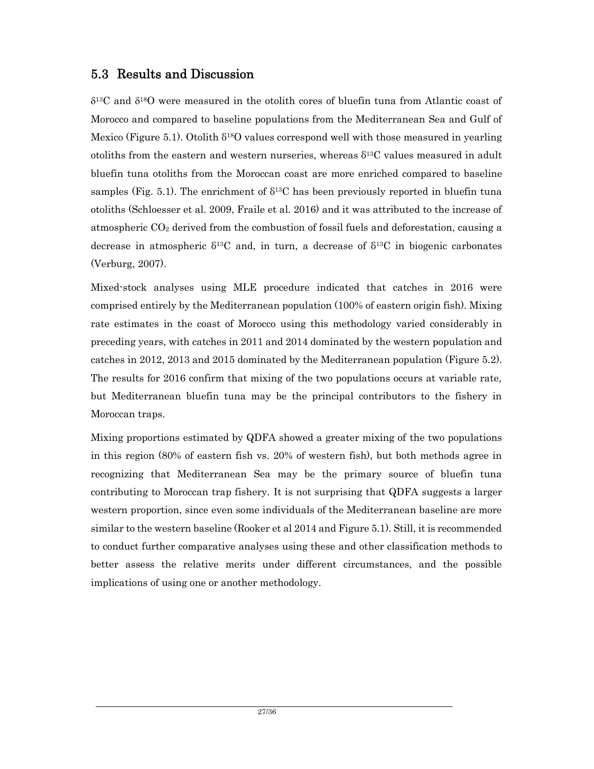## 5.3 Results and Discussion

$\delta^{13}C$ and $\delta^{18}O$ were measured in the otolith cores of bluefin tuna from Atlantic coast of Morocco and compared to baseline populations from the Mediterranean Sea and Gulf of Mexico (Figure 5.1). Otolith $\delta^{18}O$ values correspond well with those measured in yearling otoliths from the eastern and western nurseries, whereas $\delta^{13}C$ values measured in adult bluefin tuna otoliths from the Moroccan coast are more enriched compared to baseline samples (Fig. 5.1). The enrichment of $\delta^{13}C$ has been previously reported in bluefin tuna otoliths (Schloesser et al. 2009, Fraile et al. 2016) and it was attributed to the increase of atmospheric $CO_2$ derived from the combustion of fossil fuels and deforestation, causing a decrease in atmospheric $\delta^{13}C$ and, in turn, a decrease of $\delta^{13}C$ in biogenic carbonates (Verburg, 2007).

Mixed-stock analyses using MLE procedure indicated that catches in 2016 were comprised entirely by the Mediterranean population (100% of eastern origin fish). Mixing rate estimates in the coast of Morocco using this methodology varied considerably in preceding years, with catches in 2011 and 2014 dominated by the western population and catches in 2012, 2013 and 2015 dominated by the Mediterranean population (Figure 5.2). The results for 2016 confirm that mixing of the two populations occurs at variable rate, but Mediterranean bluefin tuna may be the principal contributors to the fishery in Moroccan traps.

Mixing proportions estimated by QDFA showed a greater mixing of the two populations in this region (80% of eastern fish vs. 20% of western fish), but both methods agree in recognizing that Mediterranean Sea may be the primary source of bluefin tuna contributing to Moroccan trap fishery. It is not surprising that QDFA suggests a larger western proportion, since even some individuals of the Mediterranean baseline are more similar to the western baseline (Rooker et al 2014 and Figure 5.1). Still, it is recommended to conduct further comparative analyses using these and other classification methods to better assess the relative merits under different circumstances, and the possible implications of using one or another methodology.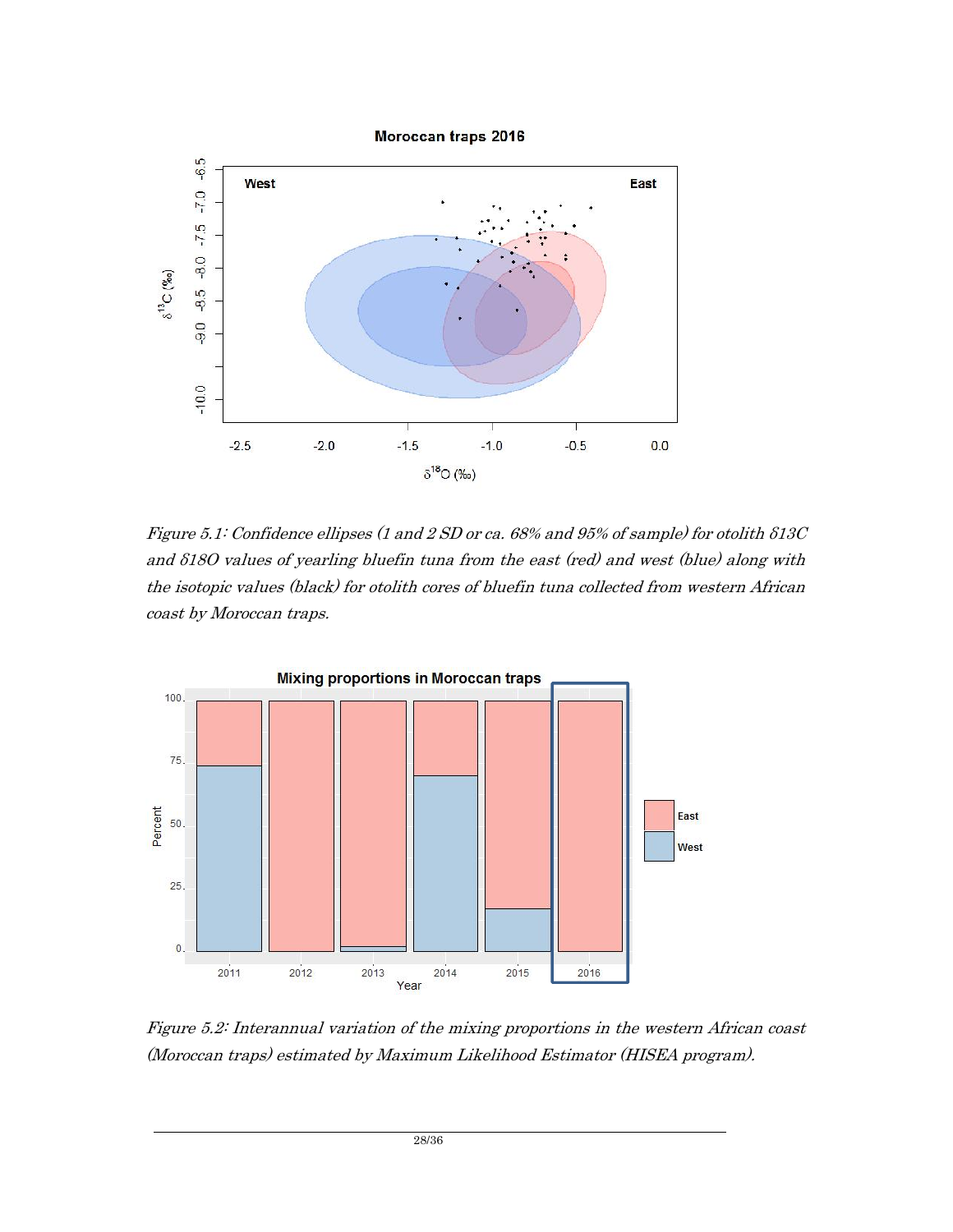*Figure 5.1: Confidence ellipses (1 and 2 SD or ca. 68% and 95% of sample) for otolith δ13C and δ18O values of yearling bluefin tuna from the east (red) and west (blue) along with the isotopic values (black) for otolith cores of bluefin tuna collected from western African coast by Moroccan traps.*

*Figure 5.2: Interannual variation of the mixing proportions in the western African coast (Moroccan traps) estimated by Maximum Likelihood Estimator (HISEA program).*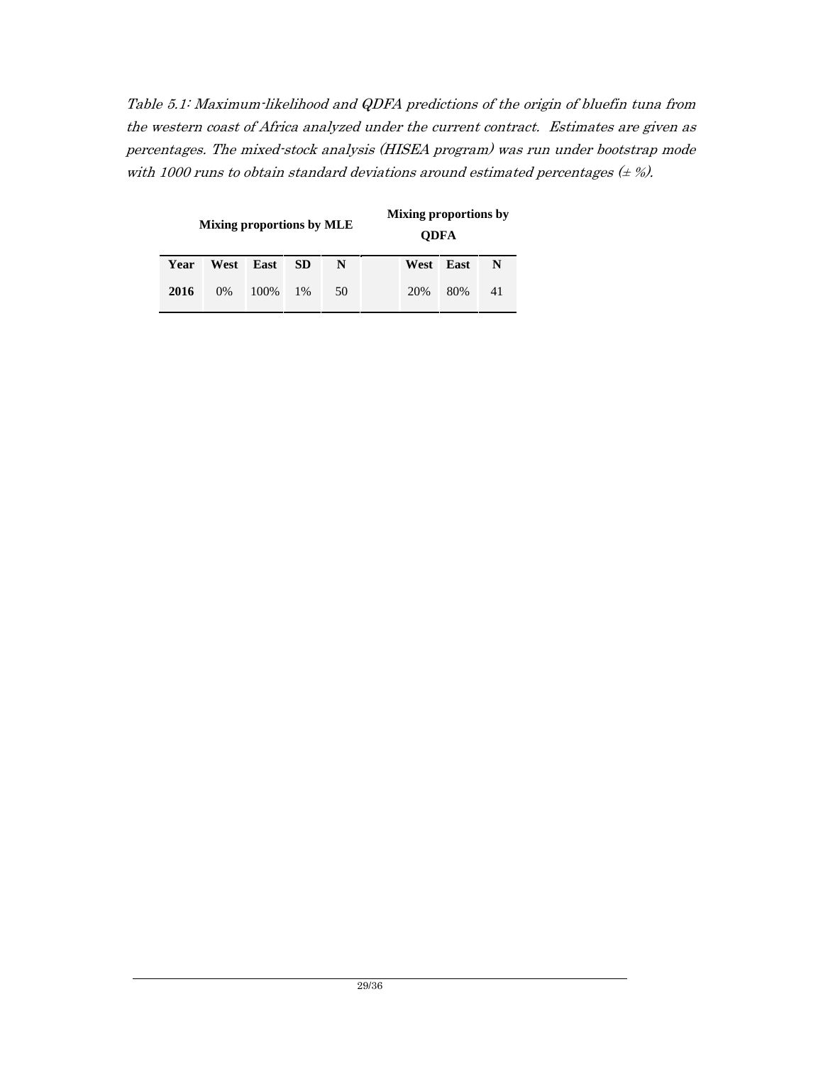*Table 5.1: Maximum-likelihood and QDFA predictions of the origin of bluefin tuna from the western coast of Africa analyzed under the current contract. Estimates are given as percentages. The mixed-stock analysis (HISEA program) was run under bootstrap mode with 1000 runs to obtain standard deviations around estimated percentages (± %).*

| | **Mixing proportions by MLE** | | | | | **Mixing proportions by QDFA** | | |
|---|---|---|---|---|---|---|---|---|
| **Year** | **West** | **East** | **SD** | **N** | | **West** | **East** | **N** |
| **2016** | 0% | 100% | 1% | 50 | | 20% | 80% | 41 |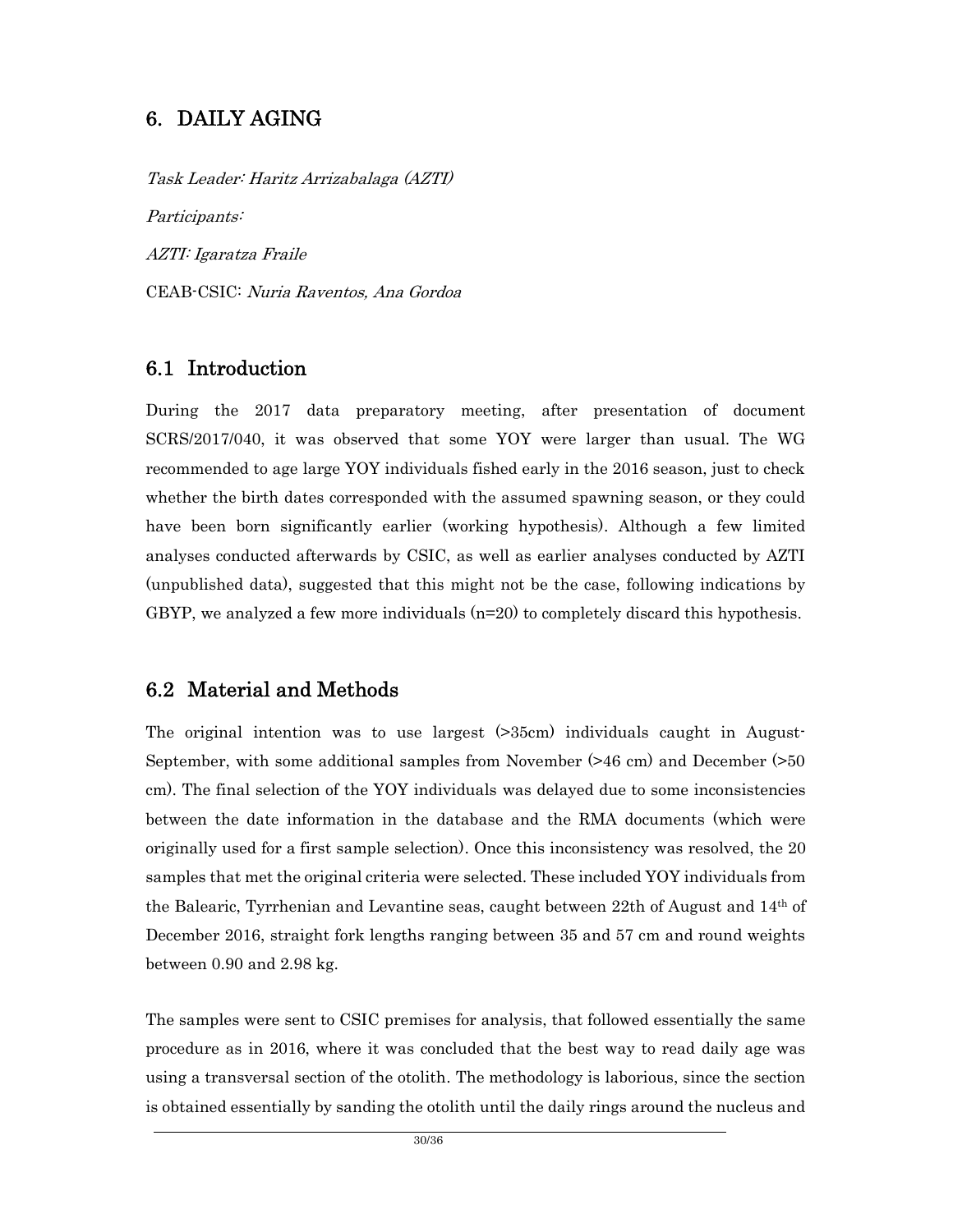# 6. DAILY AGING

*Task Leader: Haritz Arrizabalaga (AZTI)*

*Participants:*

*AZTI: Igaratza Fraile*

CEAB-CSIC: *Nuria Raventos, Ana Gordoa*

## 6.1 Introduction

During the 2017 data preparatory meeting, after presentation of document SCRS/2017/040, it was observed that some YOY were larger than usual. The WG recommended to age large YOY individuals fished early in the 2016 season, just to check whether the birth dates corresponded with the assumed spawning season, or they could have been born significantly earlier (working hypothesis). Although a few limited analyses conducted afterwards by CSIC, as well as earlier analyses conducted by AZTI (unpublished data), suggested that this might not be the case, following indications by GBYP, we analyzed a few more individuals (n=20) to completely discard this hypothesis.

## 6.2 Material and Methods

The original intention was to use largest (>35cm) individuals caught in August-September, with some additional samples from November (>46 cm) and December (>50 cm). The final selection of the YOY individuals was delayed due to some inconsistencies between the date information in the database and the RMA documents (which were originally used for a first sample selection). Once this inconsistency was resolved, the 20 samples that met the original criteria were selected. These included YOY individuals from the Balearic, Tyrrhenian and Levantine seas, caught between 22th of August and 14th of December 2016, straight fork lengths ranging between 35 and 57 cm and round weights between 0.90 and 2.98 kg.

The samples were sent to CSIC premises for analysis, that followed essentially the same procedure as in 2016, where it was concluded that the best way to read daily age was using a transversal section of the otolith. The methodology is laborious, since the section is obtained essentially by sanding the otolith until the daily rings around the nucleus and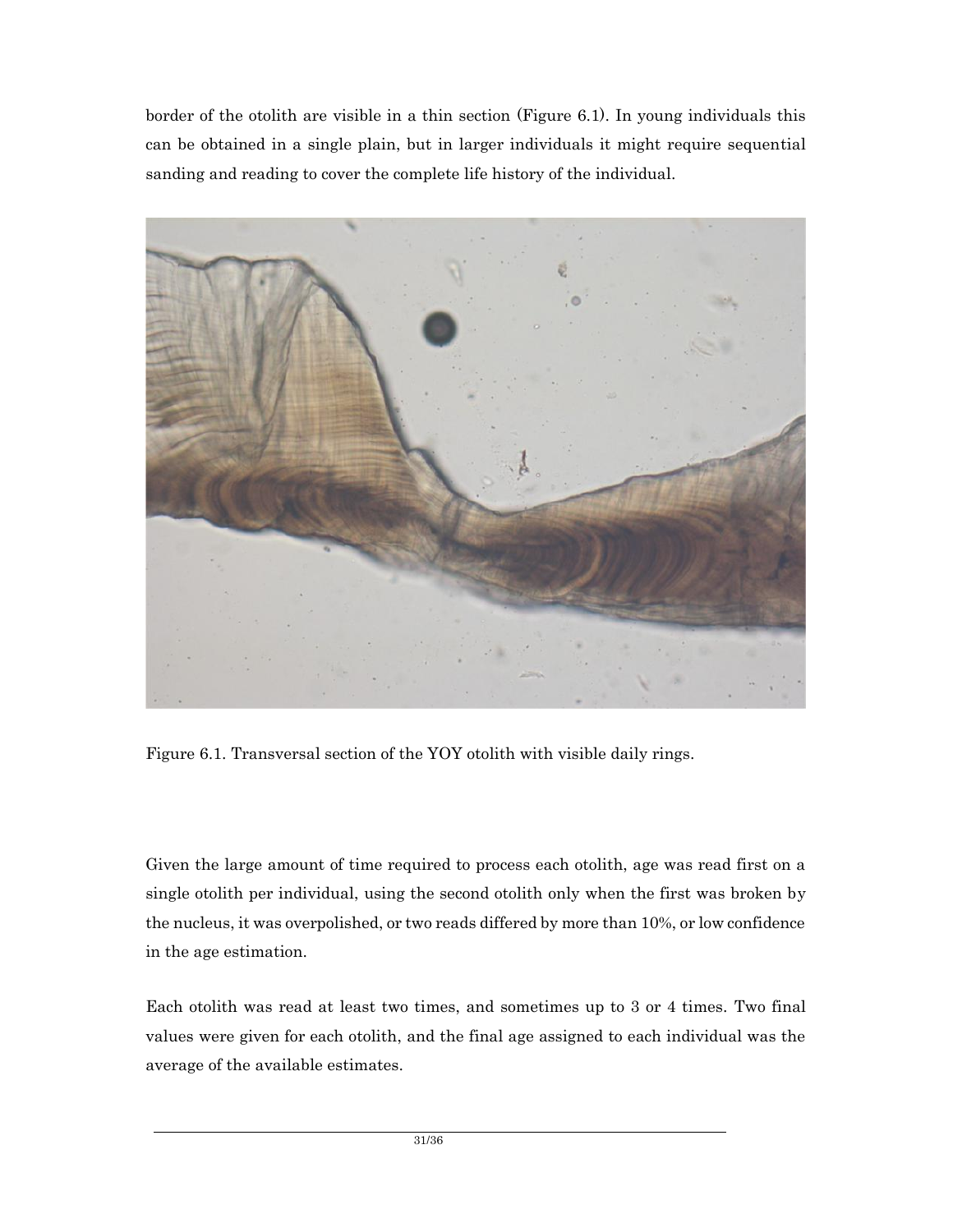border of the otolith are visible in a thin section (Figure 6.1). In young individuals this can be obtained in a single plain, but in larger individuals it might require sequential sanding and reading to cover the complete life history of the individual.

Figure 6.1. Transversal section of the YOY otolith with visible daily rings.

Given the large amount of time required to process each otolith, age was read first on a single otolith per individual, using the second otolith only when the first was broken by the nucleus, it was overpolished, or two reads differed by more than 10%, or low confidence in the age estimation.

Each otolith was read at least two times, and sometimes up to 3 or 4 times. Two final values were given for each otolith, and the final age assigned to each individual was the average of the available estimates.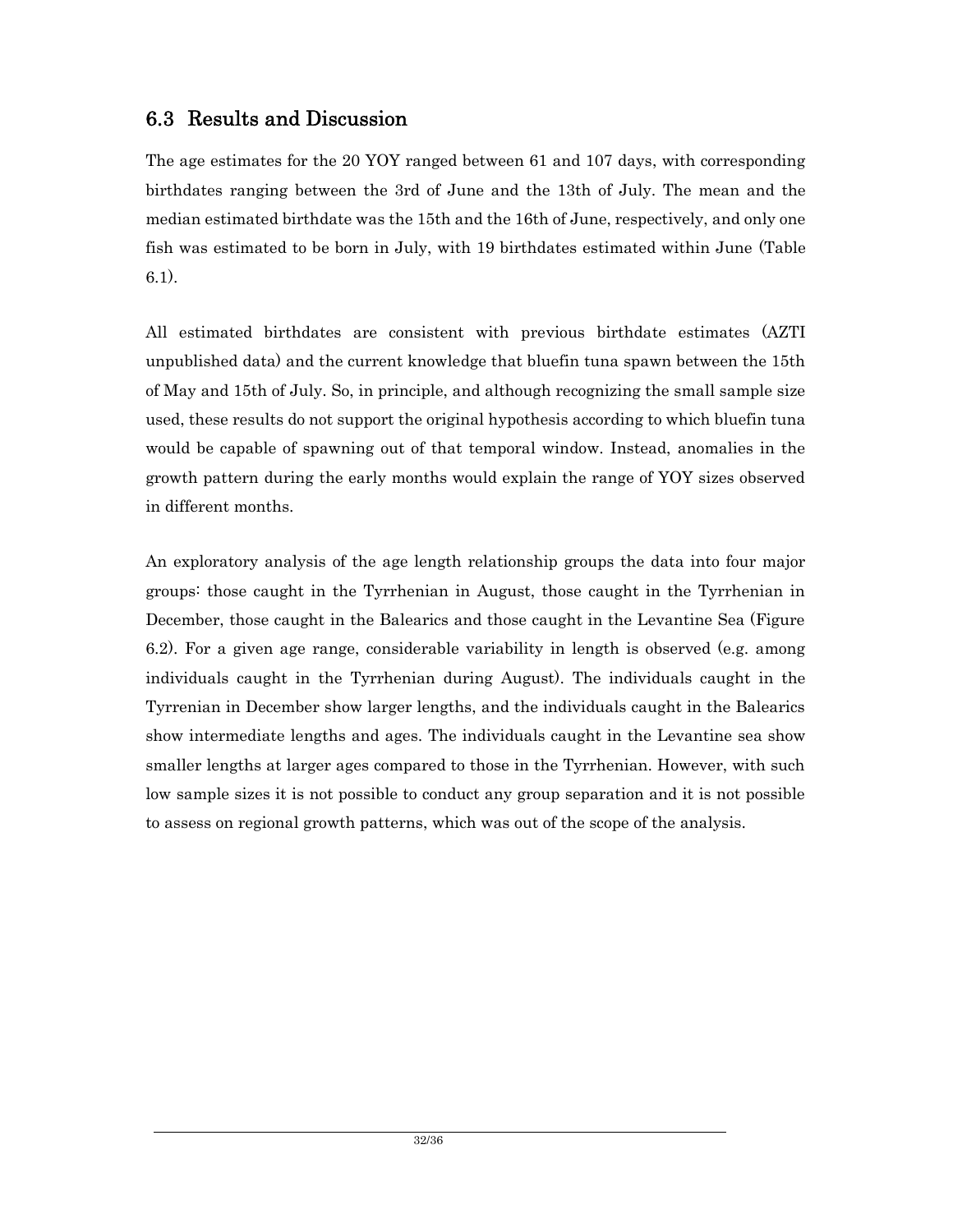## 6.3 Results and Discussion

The age estimates for the 20 YOY ranged between 61 and 107 days, with corresponding birthdates ranging between the 3rd of June and the 13th of July. The mean and the median estimated birthdate was the 15th and the 16th of June, respectively, and only one fish was estimated to be born in July, with 19 birthdates estimated within June (Table 6.1).

All estimated birthdates are consistent with previous birthdate estimates (AZTI unpublished data) and the current knowledge that bluefin tuna spawn between the 15th of May and 15th of July. So, in principle, and although recognizing the small sample size used, these results do not support the original hypothesis according to which bluefin tuna would be capable of spawning out of that temporal window. Instead, anomalies in the growth pattern during the early months would explain the range of YOY sizes observed in different months.

An exploratory analysis of the age length relationship groups the data into four major groups: those caught in the Tyrrhenian in August, those caught in the Tyrrhenian in December, those caught in the Balearics and those caught in the Levantine Sea (Figure 6.2). For a given age range, considerable variability in length is observed (e.g. among individuals caught in the Tyrrhenian during August). The individuals caught in the Tyrrenian in December show larger lengths, and the individuals caught in the Balearics show intermediate lengths and ages. The individuals caught in the Levantine sea show smaller lengths at larger ages compared to those in the Tyrrhenian. However, with such low sample sizes it is not possible to conduct any group separation and it is not possible to assess on regional growth patterns, which was out of the scope of the analysis.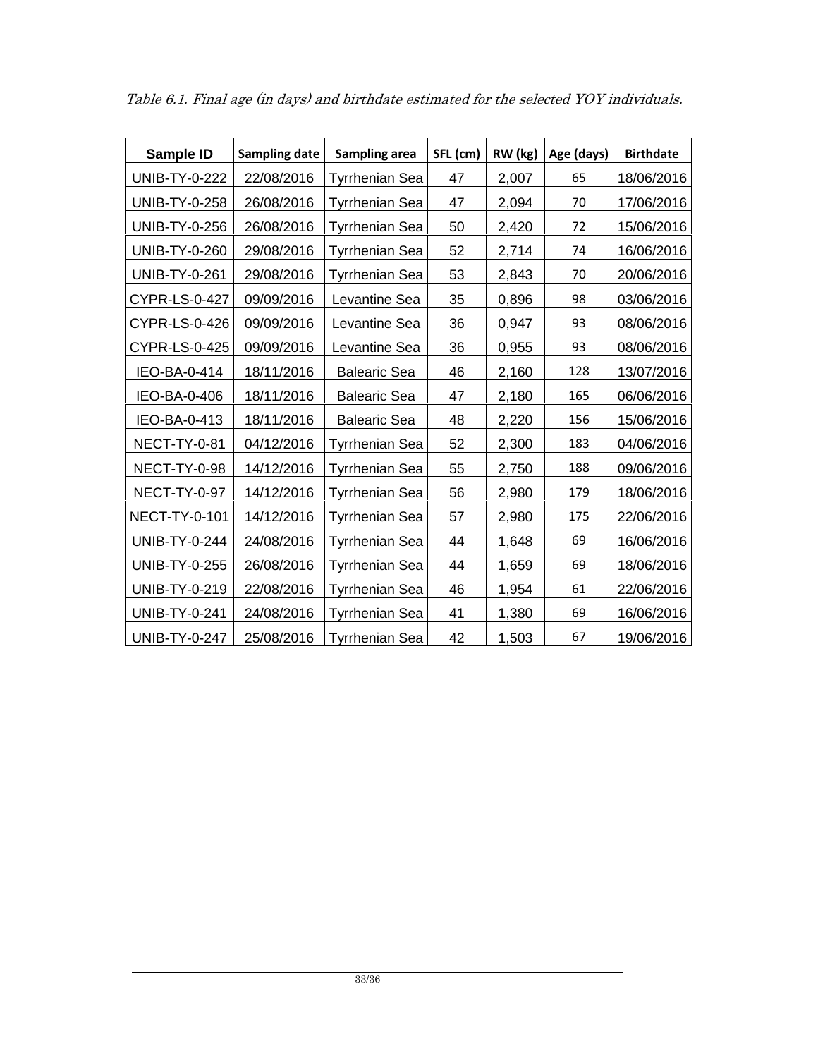*Table 6.1. Final age (in days) and birthdate estimated for the selected YOY individuals.*

| Sample ID | Sampling date | Sampling area | SFL (cm) | RW (kg) | Age (days) | Birthdate |
|---|---|---|---|---|---|---|
| UNIB-TY-0-222 | 22/08/2016 | Tyrrhenian Sea | 47 | 2,007 | 65 | 18/06/2016 |
| UNIB-TY-0-258 | 26/08/2016 | Tyrrhenian Sea | 47 | 2,094 | 70 | 17/06/2016 |
| UNIB-TY-0-256 | 26/08/2016 | Tyrrhenian Sea | 50 | 2,420 | 72 | 15/06/2016 |
| UNIB-TY-0-260 | 29/08/2016 | Tyrrhenian Sea | 52 | 2,714 | 74 | 16/06/2016 |
| UNIB-TY-0-261 | 29/08/2016 | Tyrrhenian Sea | 53 | 2,843 | 70 | 20/06/2016 |
| CYPR-LS-0-427 | 09/09/2016 | Levantine Sea | 35 | 0,896 | 98 | 03/06/2016 |
| CYPR-LS-0-426 | 09/09/2016 | Levantine Sea | 36 | 0,947 | 93 | 08/06/2016 |
| CYPR-LS-0-425 | 09/09/2016 | Levantine Sea | 36 | 0,955 | 93 | 08/06/2016 |
| IEO-BA-0-414 | 18/11/2016 | Balearic Sea | 46 | 2,160 | 128 | 13/07/2016 |
| IEO-BA-0-406 | 18/11/2016 | Balearic Sea | 47 | 2,180 | 165 | 06/06/2016 |
| IEO-BA-0-413 | 18/11/2016 | Balearic Sea | 48 | 2,220 | 156 | 15/06/2016 |
| NECT-TY-0-81 | 04/12/2016 | Tyrrhenian Sea | 52 | 2,300 | 183 | 04/06/2016 |
| NECT-TY-0-98 | 14/12/2016 | Tyrrhenian Sea | 55 | 2,750 | 188 | 09/06/2016 |
| NECT-TY-0-97 | 14/12/2016 | Tyrrhenian Sea | 56 | 2,980 | 179 | 18/06/2016 |
| NECT-TY-0-101 | 14/12/2016 | Tyrrhenian Sea | 57 | 2,980 | 175 | 22/06/2016 |
| UNIB-TY-0-244 | 24/08/2016 | Tyrrhenian Sea | 44 | 1,648 | 69 | 16/06/2016 |
| UNIB-TY-0-255 | 26/08/2016 | Tyrrhenian Sea | 44 | 1,659 | 69 | 18/06/2016 |
| UNIB-TY-0-219 | 22/08/2016 | Tyrrhenian Sea | 46 | 1,954 | 61 | 22/06/2016 |
| UNIB-TY-0-241 | 24/08/2016 | Tyrrhenian Sea | 41 | 1,380 | 69 | 16/06/2016 |
| UNIB-TY-0-247 | 25/08/2016 | Tyrrhenian Sea | 42 | 1,503 | 67 | 19/06/2016 |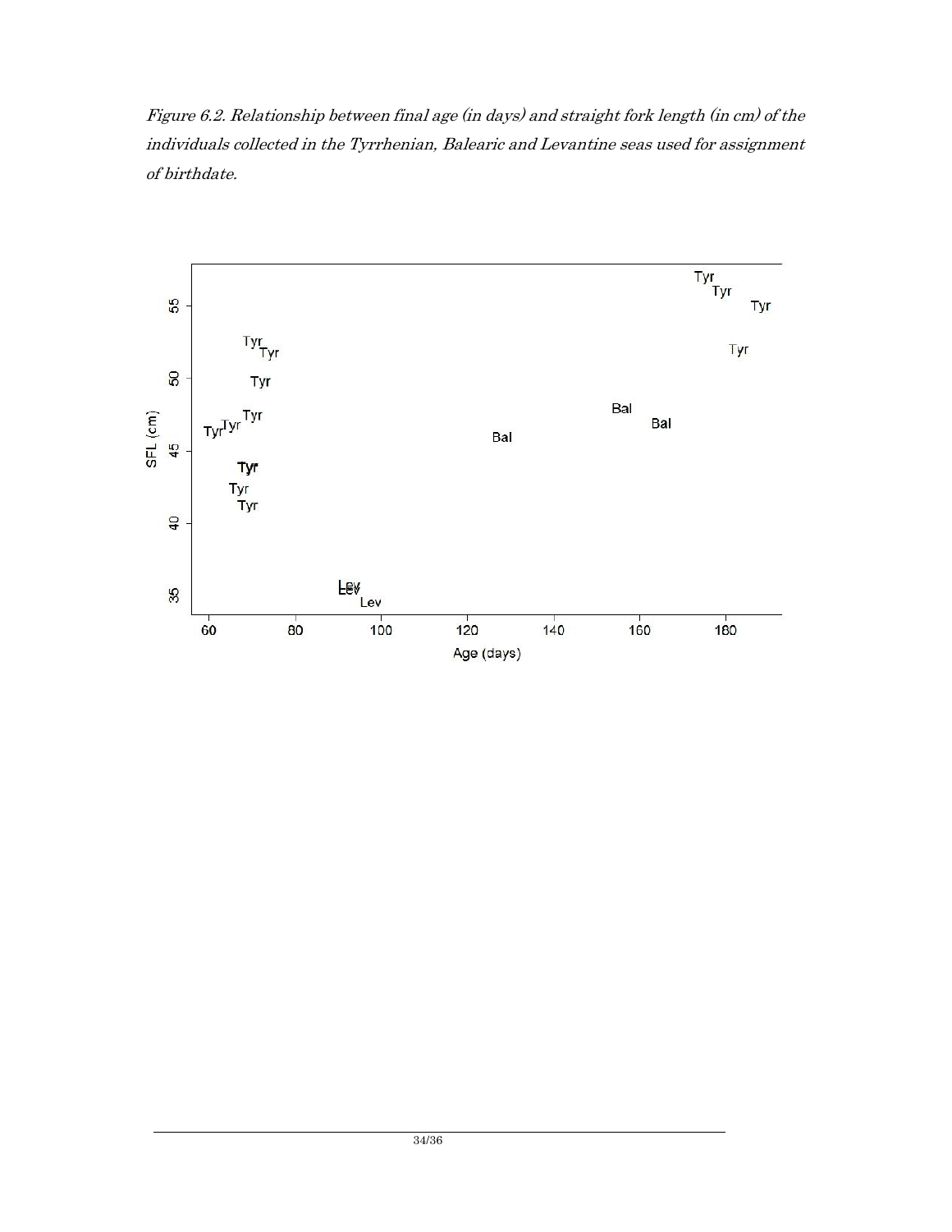*Figure 6.2. Relationship between final age (in days) and straight fork length (in cm) of the individuals collected in the Tyrrhenian, Balearic and Levantine seas used for assignment of birthdate.*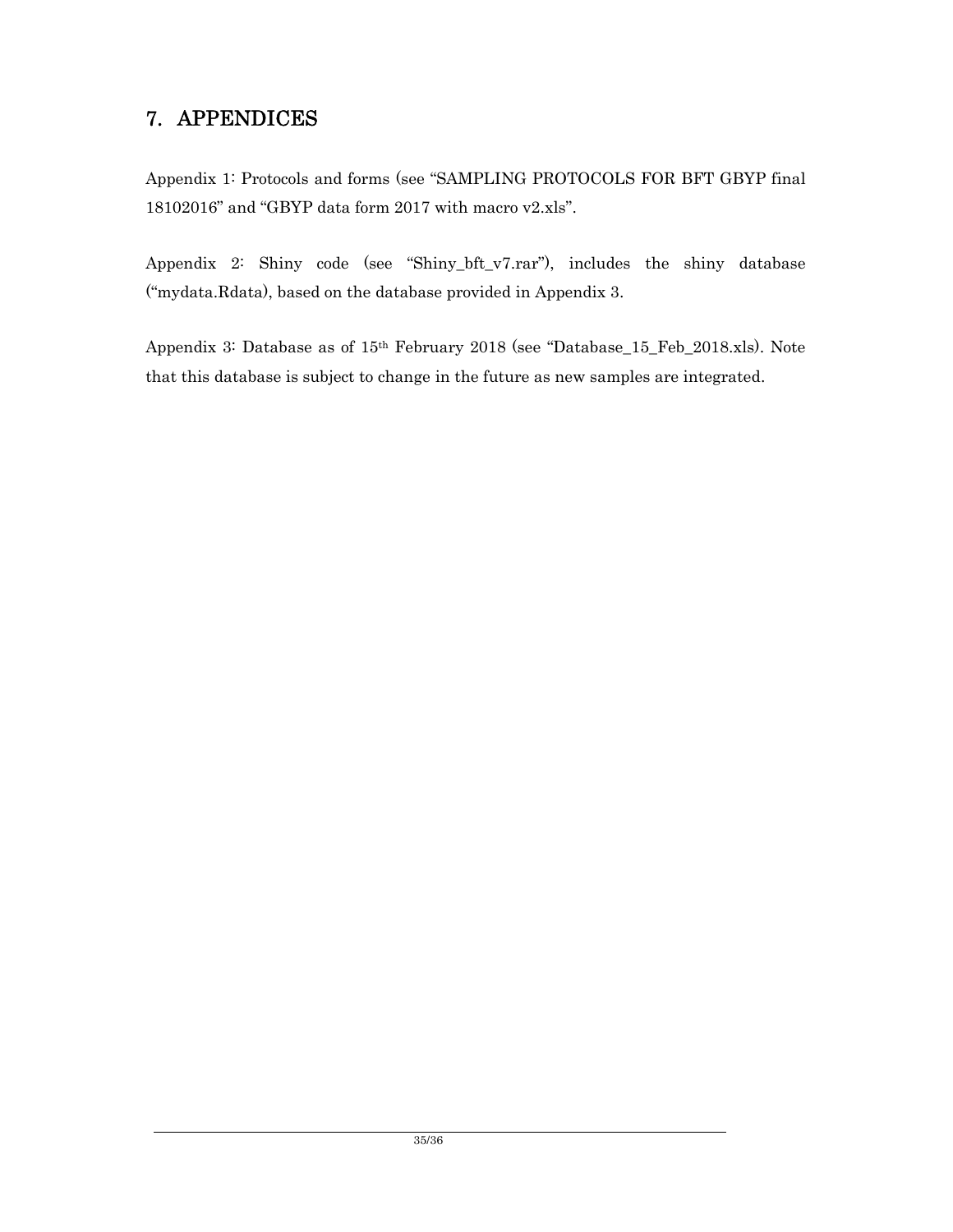# 7. APPENDICES

Appendix 1: Protocols and forms (see "SAMPLING PROTOCOLS FOR BFT GBYP final 18102016" and "GBYP data form 2017 with macro v2.xls".

Appendix 2: Shiny code (see "Shiny_bft_v7.rar"), includes the shiny database ("mydata.Rdata), based on the database provided in Appendix 3.

Appendix 3: Database as of 15th February 2018 (see "Database_15_Feb_2018.xls). Note that this database is subject to change in the future as new samples are integrated.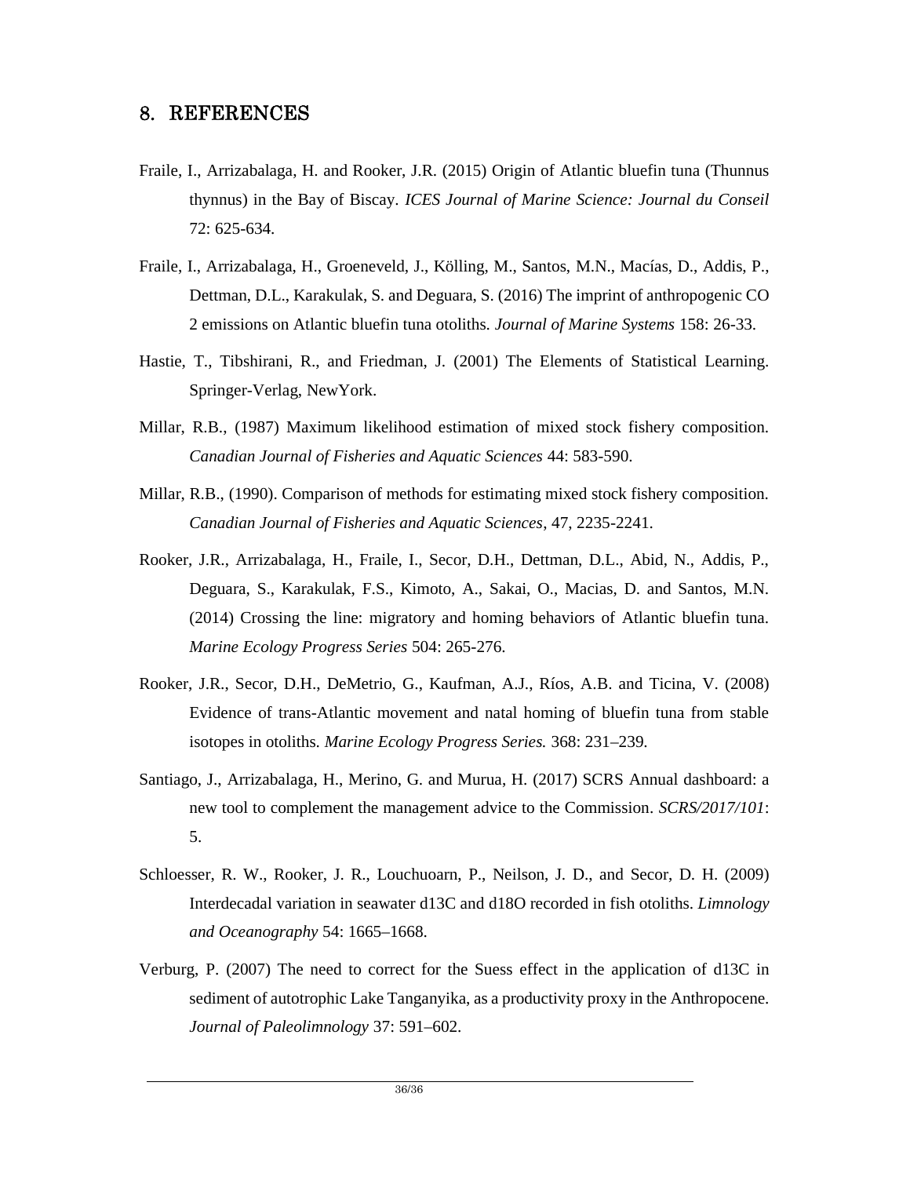## 8. REFERENCES

Fraile, I., Arrizabalaga, H. and Rooker, J.R. (2015) Origin of Atlantic bluefin tuna (Thunnus thynnus) in the Bay of Biscay. *ICES Journal of Marine Science: Journal du Conseil* 72: 625-634.

Fraile, I., Arrizabalaga, H., Groeneveld, J., Kölling, M., Santos, M.N., Macías, D., Addis, P., Dettman, D.L., Karakulak, S. and Deguara, S. (2016) The imprint of anthropogenic CO 2 emissions on Atlantic bluefin tuna otoliths. *Journal of Marine Systems* 158: 26-33.

Hastie, T., Tibshirani, R., and Friedman, J. (2001) The Elements of Statistical Learning. Springer-Verlag, NewYork.

Millar, R.B., (1987) Maximum likelihood estimation of mixed stock fishery composition. *Canadian Journal of Fisheries and Aquatic Sciences* 44: 583-590.

Millar, R.B., (1990). Comparison of methods for estimating mixed stock fishery composition. *Canadian Journal of Fisheries and Aquatic Sciences*, 47, 2235-2241.

Rooker, J.R., Arrizabalaga, H., Fraile, I., Secor, D.H., Dettman, D.L., Abid, N., Addis, P., Deguara, S., Karakulak, F.S., Kimoto, A., Sakai, O., Macias, D. and Santos, M.N. (2014) Crossing the line: migratory and homing behaviors of Atlantic bluefin tuna. *Marine Ecology Progress Series* 504: 265-276.

Rooker, J.R., Secor, D.H., DeMetrio, G., Kaufman, A.J., Ríos, A.B. and Ticina, V. (2008) Evidence of trans-Atlantic movement and natal homing of bluefin tuna from stable isotopes in otoliths. *Marine Ecology Progress Series.* 368: 231–239.

Santiago, J., Arrizabalaga, H., Merino, G. and Murua, H. (2017) SCRS Annual dashboard: a new tool to complement the management advice to the Commission. *SCRS/2017/101*: 5.

Schloesser, R. W., Rooker, J. R., Louchuoarn, P., Neilson, J. D., and Secor, D. H. (2009) Interdecadal variation in seawater d13C and d18O recorded in fish otoliths. *Limnology and Oceanography* 54: 1665–1668.

Verburg, P. (2007) The need to correct for the Suess effect in the application of d13C in sediment of autotrophic Lake Tanganyika, as a productivity proxy in the Anthropocene. *Journal of Paleolimnology* 37: 591–602.